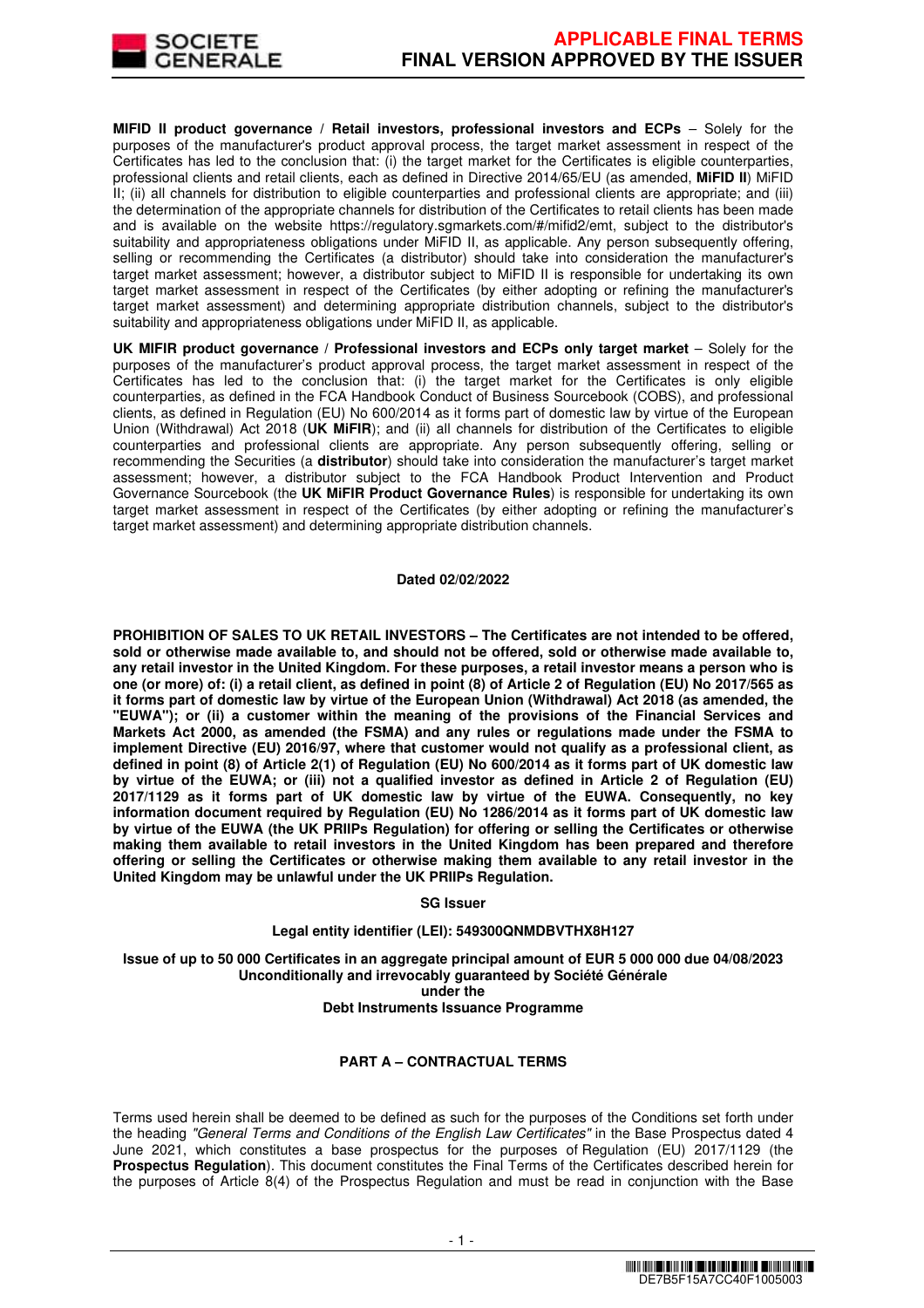**MIFID II product governance / Retail investors, professional investors and ECPs** – Solely for the purposes of the manufacturer's product approval process, the target market assessment in respect of the Certificates has led to the conclusion that: (i) the target market for the Certificates is eligible counterparties, professional clients and retail clients, each as defined in Directive 2014/65/EU (as amended, **MiFID II**) MiFID II; (ii) all channels for distribution to eligible counterparties and professional clients are appropriate; and (iii) the determination of the appropriate channels for distribution of the Certificates to retail clients has been made and is available on the website https://regulatory.sgmarkets.com/#/mifid2/emt, subject to the distributor's suitability and appropriateness obligations under MiFID II, as applicable. Any person subsequently offering, selling or recommending the Certificates (a distributor) should take into consideration the manufacturer's target market assessment; however, a distributor subject to MiFID II is responsible for undertaking its own target market assessment in respect of the Certificates (by either adopting or refining the manufacturer's target market assessment) and determining appropriate distribution channels, subject to the distributor's suitability and appropriateness obligations under MiFID II, as applicable.

**UK MIFIR product governance / Professional investors and ECPs only target market** – Solely for the purposes of the manufacturer's product approval process, the target market assessment in respect of the Certificates has led to the conclusion that: (i) the target market for the Certificates is only eligible counterparties, as defined in the FCA Handbook Conduct of Business Sourcebook (COBS), and professional clients, as defined in Regulation (EU) No 600/2014 as it forms part of domestic law by virtue of the European Union (Withdrawal) Act 2018 (**UK MiFIR**); and (ii) all channels for distribution of the Certificates to eligible counterparties and professional clients are appropriate. Any person subsequently offering, selling or recommending the Securities (a **distributor**) should take into consideration the manufacturer's target market assessment; however, a distributor subject to the FCA Handbook Product Intervention and Product Governance Sourcebook (the **UK MiFIR Product Governance Rules**) is responsible for undertaking its own target market assessment in respect of the Certificates (by either adopting or refining the manufacturer's target market assessment) and determining appropriate distribution channels.

**Dated 02/02/2022**

**PROHIBITION OF SALES TO UK RETAIL INVESTORS – The Certificates are not intended to be offered, sold or otherwise made available to, and should not be offered, sold or otherwise made available to, any retail investor in the United Kingdom. For these purposes, a retail investor means a person who is one (or more) of: (i) a retail client, as defined in point (8) of Article 2 of Regulation (EU) No 2017/565 as it forms part of domestic law by virtue of the European Union (Withdrawal) Act 2018 (as amended, the "EUWA"); or (ii) a customer within the meaning of the provisions of the Financial Services and Markets Act 2000, as amended (the FSMA) and any rules or regulations made under the FSMA to implement Directive (EU) 2016/97, where that customer would not qualify as a professional client, as defined in point (8) of Article 2(1) of Regulation (EU) No 600/2014 as it forms part of UK domestic law by virtue of the EUWA; or (iii) not a qualified investor as defined in Article 2 of Regulation (EU) 2017/1129 as it forms part of UK domestic law by virtue of the EUWA. Consequently, no key information document required by Regulation (EU) No 1286/2014 as it forms part of UK domestic law by virtue of the EUWA (the UK PRIIPs Regulation) for offering or selling the Certificates or otherwise making them available to retail investors in the United Kingdom has been prepared and therefore offering or selling the Certificates or otherwise making them available to any retail investor in the United Kingdom may be unlawful under the UK PRIIPs Regulation.**

**SG Issuer**

**Legal entity identifier (LEI): 549300QNMDBVTHX8H127**

**Issue of up to 50 000 Certificates in an aggregate principal amount of EUR 5 000 000 due 04/08/2023**
**Unconditionally and irrevocably guaranteed by Société Générale**
**under the**
**Debt Instruments Issuance Programme**

## PART A – CONTRACTUAL TERMS

Terms used herein shall be deemed to be defined as such for the purposes of the Conditions set forth under the heading *"General Terms and Conditions of the English Law Certificates"* in the Base Prospectus dated 4 June 2021, which constitutes a base prospectus for the purposes of Regulation (EU) 2017/1129 (the **Prospectus Regulation**). This document constitutes the Final Terms of the Certificates described herein for the purposes of Article 8(4) of the Prospectus Regulation and must be read in conjunction with the Base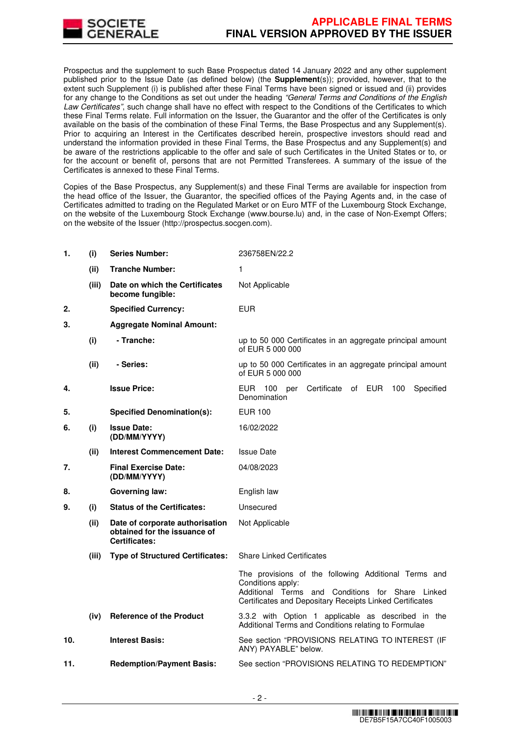Prospectus and the supplement to such Base Prospectus dated 14 January 2022 and any other supplement published prior to the Issue Date (as defined below) (the **Supplement**(s)); provided, however, that to the extent such Supplement (i) is published after these Final Terms have been signed or issued and (ii) provides for any change to the Conditions as set out under the heading *"General Terms and Conditions of the English Law Certificates"*, such change shall have no effect with respect to the Conditions of the Certificates to which these Final Terms relate. Full information on the Issuer, the Guarantor and the offer of the Certificates is only available on the basis of the combination of these Final Terms, the Base Prospectus and any Supplement(s). Prior to acquiring an Interest in the Certificates described herein, prospective investors should read and understand the information provided in these Final Terms, the Base Prospectus and any Supplement(s) and be aware of the restrictions applicable to the offer and sale of such Certificates in the United States or to, or for the account or benefit of, persons that are not Permitted Transferees. A summary of the issue of the Certificates is annexed to these Final Terms.

Copies of the Base Prospectus, any Supplement(s) and these Final Terms are available for inspection from the head office of the Issuer, the Guarantor, the specified offices of the Paying Agents and, in the case of Certificates admitted to trading on the Regulated Market or on Euro MTF of the Luxembourg Stock Exchange, on the website of the Luxembourg Stock Exchange (www.bourse.lu) and, in the case of Non-Exempt Offers; on the website of the Issuer (http://prospectus.socgen.com).

| | | | |
|---|---|---|---|
| **1.** | **(i)** | **Series Number:** | 236758EN/22.2 |
| | **(ii)** | **Tranche Number:** | 1 |
| | **(iii)** | **Date on which the Certificates become fungible:** | Not Applicable |
| **2.** | | **Specified Currency:** | EUR |
| **3.** | | **Aggregate Nominal Amount:** | |
| | **(i)** | **- Tranche:** | up to 50 000 Certificates in an aggregate principal amount of EUR 5 000 000 |
| | **(ii)** | **- Series:** | up to 50 000 Certificates in an aggregate principal amount of EUR 5 000 000 |
| **4.** | | **Issue Price:** | EUR 100 per Certificate of EUR 100 Specified Denomination |
| **5.** | | **Specified Denomination(s):** | EUR 100 |
| **6.** | **(i)** | **Issue Date: (DD/MM/YYYY)** | 16/02/2022 |
| | **(ii)** | **Interest Commencement Date:** | Issue Date |
| **7.** | | **Final Exercise Date: (DD/MM/YYYY)** | 04/08/2023 |
| **8.** | | **Governing law:** | English law |
| **9.** | **(i)** | **Status of the Certificates:** | Unsecured |
| | **(ii)** | **Date of corporate authorisation obtained for the issuance of Certificates:** | Not Applicable |
| | **(iii)** | **Type of Structured Certificates:** | Share Linked Certificates<br><br>The provisions of the following Additional Terms and Conditions apply:<br>Additional Terms and Conditions for Share Linked Certificates and Depositary Receipts Linked Certificates |
| | **(iv)** | **Reference of the Product** | 3.3.2 with Option 1 applicable as described in the Additional Terms and Conditions relating to Formulae |
| **10.** | | **Interest Basis:** | See section "PROVISIONS RELATING TO INTEREST (IF ANY) PAYABLE" below. |
| **11.** | | **Redemption/Payment Basis:** | See section "PROVISIONS RELATING TO REDEMPTION" |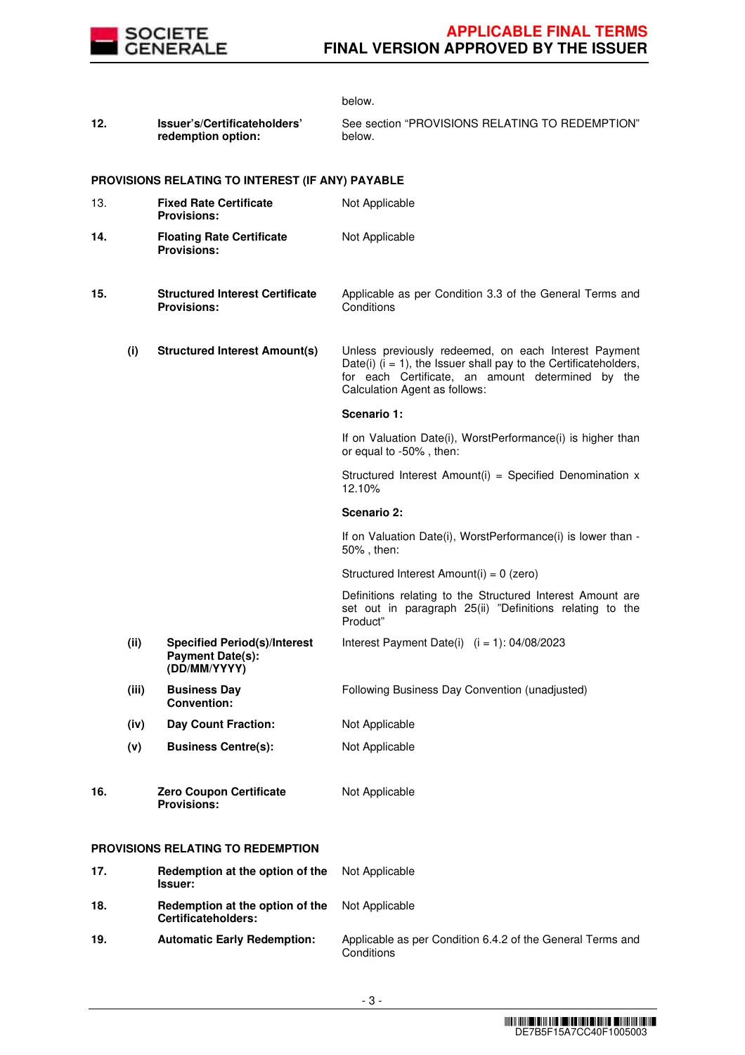| | | |
|---|---|---|
| | | below. |
| **12.** | **Issuer's/Certificateholders' redemption option:** | See section "PROVISIONS RELATING TO REDEMPTION" below. |

**PROVISIONS RELATING TO INTEREST (IF ANY) PAYABLE**

| | | |
|---|---|---|
| 13. | **Fixed Rate Certificate Provisions:** | Not Applicable |
| **14.** | **Floating Rate Certificate Provisions:** | Not Applicable |
| **15.** | **Structured Interest Certificate Provisions:** | Applicable as per Condition 3.3 of the General Terms and Conditions |

**(i) Structured Interest Amount(s)**

Unless previously redeemed, on each Interest Payment Date(i) (i = 1), the Issuer shall pay to the Certificateholders, for each Certificate, an amount determined by the Calculation Agent as follows:

**Scenario 1:**

If on Valuation Date(i), WorstPerformance(i) is higher than or equal to -50% , then:

Structured Interest Amount(i) = Specified Denomination x 12.10%

**Scenario 2:**

If on Valuation Date(i), WorstPerformance(i) is lower than -50% , then:

Structured Interest Amount(i) = 0 (zero)

Definitions relating to the Structured Interest Amount are set out in paragraph 25(ii) "Definitions relating to the Product"

| | | |
|---|---|---|
| **(ii)** | **Specified Period(s)/Interest Payment Date(s): (DD/MM/YYYY)** | Interest Payment Date(i) (i = 1): 04/08/2023 |
| **(iii)** | **Business Day Convention:** | Following Business Day Convention (unadjusted) |
| **(iv)** | **Day Count Fraction:** | Not Applicable |
| **(v)** | **Business Centre(s):** | Not Applicable |

| | | |
|---|---|---|
| **16.** | **Zero Coupon Certificate Provisions:** | Not Applicable |

**PROVISIONS RELATING TO REDEMPTION**

| | | |
|---|---|---|
| **17.** | **Redemption at the option of the Issuer:** | Not Applicable |
| **18.** | **Redemption at the option of the Certificateholders:** | Not Applicable |
| **19.** | **Automatic Early Redemption:** | Applicable as per Condition 6.4.2 of the General Terms and Conditions |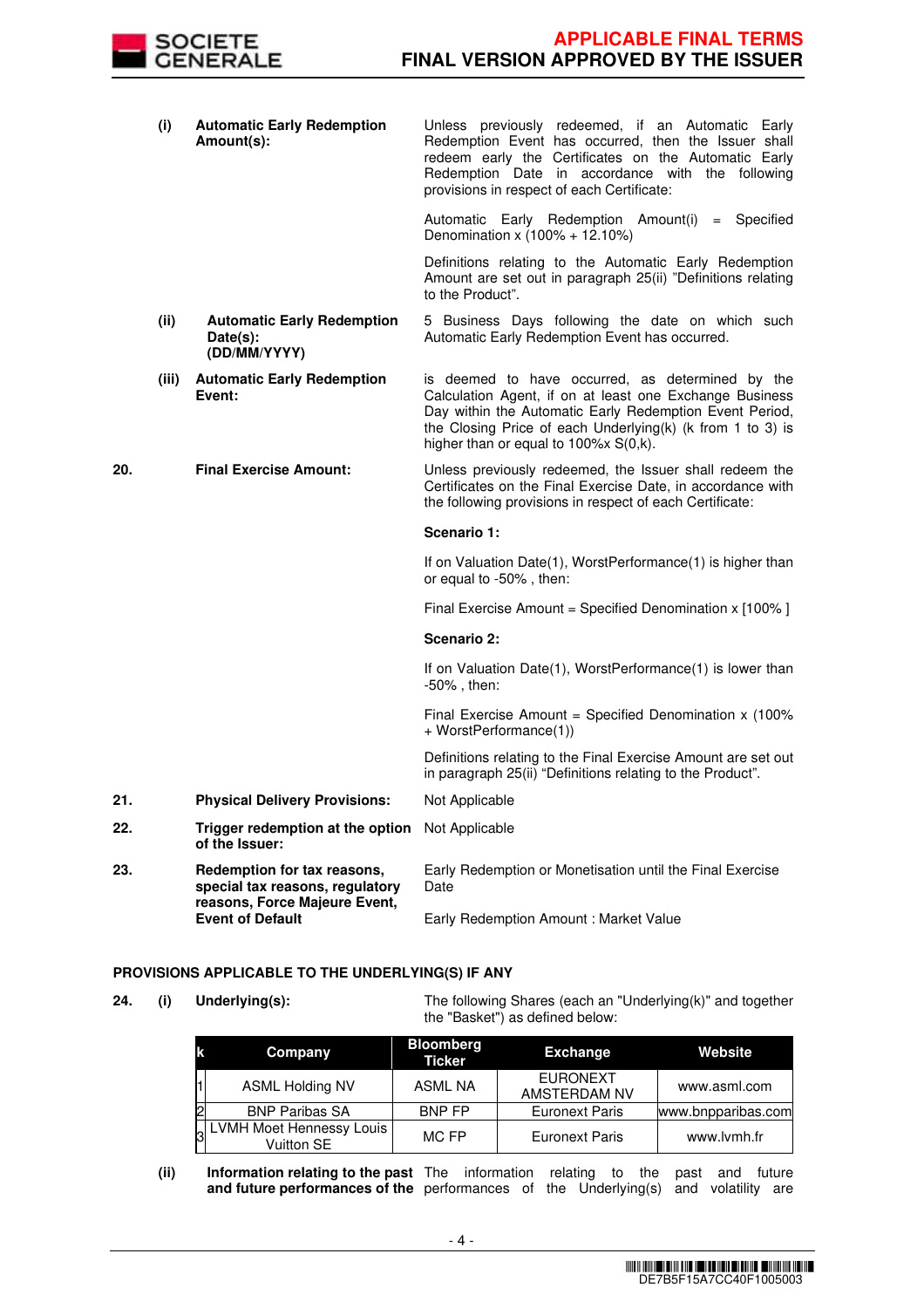| | | |
|---|---|---|
| (i) | **Automatic Early Redemption Amount(s):** | Unless previously redeemed, if an Automatic Early Redemption Event has occurred, then the Issuer shall redeem early the Certificates on the Automatic Early Redemption Date in accordance with the following provisions in respect of each Certificate:<br><br>Automatic Early Redemption Amount(i) = Specified Denomination x (100% + 12.10%)<br><br>Definitions relating to the Automatic Early Redemption Amount are set out in paragraph 25(ii) "Definitions relating to the Product". |
| (ii) | **Automatic Early Redemption Date(s): (DD/MM/YYYY)** | 5 Business Days following the date on which such Automatic Early Redemption Event has occurred. |
| (iii) | **Automatic Early Redemption Event:** | is deemed to have occurred, as determined by the Calculation Agent, if on at least one Exchange Business Day within the Automatic Early Redemption Event Period, the Closing Price of each Underlying(k) (k from 1 to 3) is higher than or equal to 100%x S(0,k). |

**20. Final Exercise Amount:**

Unless previously redeemed, the Issuer shall redeem the Certificates on the Final Exercise Date, in accordance with the following provisions in respect of each Certificate:

**Scenario 1:**

If on Valuation Date(1), WorstPerformance(1) is higher than or equal to -50% , then:

Final Exercise Amount = Specified Denomination x [100% ]

**Scenario 2:**

If on Valuation Date(1), WorstPerformance(1) is lower than -50% , then:

Final Exercise Amount = Specified Denomination x (100% + WorstPerformance(1))

Definitions relating to the Final Exercise Amount are set out in paragraph 25(ii) "Definitions relating to the Product".

**21. Physical Delivery Provisions:** Not Applicable

**22. Trigger redemption at the option of the Issuer:** Not Applicable

**23. Redemption for tax reasons, special tax reasons, regulatory reasons, Force Majeure Event, Event of Default**

Early Redemption or Monetisation until the Final Exercise Date

Early Redemption Amount : Market Value

**PROVISIONS APPLICABLE TO THE UNDERLYING(S) IF ANY**

**24. (i) Underlying(s):** The following Shares (each an "Underlying(k)" and together the "Basket") as defined below:

| k | Company | Bloomberg Ticker | Exchange | Website |
|---|---|---|---|---|
| 1 | ASML Holding NV | ASML NA | EURONEXT AMSTERDAM NV | www.asml.com |
| 2 | BNP Paribas SA | BNP FP | Euronext Paris | www.bnpparibas.com |
| 3 | LVMH Moet Hennessy Louis Vuitton SE | MC FP | Euronext Paris | www.lvmh.fr |

**(ii) Information relating to the past and future performances of the** The information relating to the past and future performances of the Underlying(s) and volatility are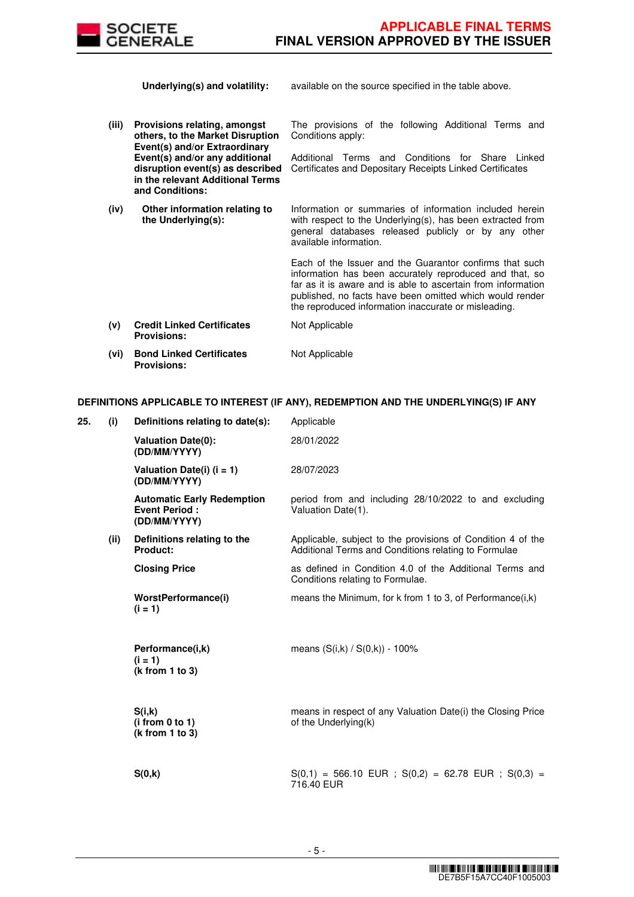| | | |
|---|---|---|
| | **Underlying(s) and volatility:** | available on the source specified in the table above. |
| **(iii)** | **Provisions relating, amongst others, to the Market Disruption Event(s) and/or Extraordinary Event(s) and/or any additional disruption event(s) as described in the relevant Additional Terms and Conditions:** | The provisions of the following Additional Terms and Conditions apply:<br><br>Additional Terms and Conditions for Share Linked Certificates and Depositary Receipts Linked Certificates |
| **(iv)** | **Other information relating to the Underlying(s):** | Information or summaries of information included herein with respect to the Underlying(s), has been extracted from general databases released publicly or by any other available information.<br><br>Each of the Issuer and the Guarantor confirms that such information has been accurately reproduced and that, so far as it is aware and is able to ascertain from information published, no facts have been omitted which would render the reproduced information inaccurate or misleading. |
| **(v)** | **Credit Linked Certificates Provisions:** | Not Applicable |
| **(vi)** | **Bond Linked Certificates Provisions:** | Not Applicable |

**DEFINITIONS APPLICABLE TO INTEREST (IF ANY), REDEMPTION AND THE UNDERLYING(S) IF ANY**

| | | | |
|---|---|---|---|
| **25.** | **(i)** | **Definitions relating to date(s):** | Applicable |
| | | **Valuation Date(0): (DD/MM/YYYY)** | 28/01/2022 |
| | | **Valuation Date(i) (i = 1) (DD/MM/YYYY)** | 28/07/2023 |
| | | **Automatic Early Redemption Event Period : (DD/MM/YYYY)** | period from and including 28/10/2022 to and excluding Valuation Date(1). |
| | **(ii)** | **Definitions relating to the Product:** | Applicable, subject to the provisions of Condition 4 of the Additional Terms and Conditions relating to Formulae |
| | | **Closing Price** | as defined in Condition 4.0 of the Additional Terms and Conditions relating to Formulae. |
| | | **WorstPerformance(i) (i = 1)** | means the Minimum, for k from 1 to 3, of Performance(i,k) |
| | | **Performance(i,k) (i = 1) (k from 1 to 3)** | means (S(i,k) / S(0,k)) - 100% |
| | | **S(i,k) (i from 0 to 1) (k from 1 to 3)** | means in respect of any Valuation Date(i) the Closing Price of the Underlying(k) |
| | | **S(0,k)** | S(0,1) = 566.10 EUR ; S(0,2) = 62.78 EUR ; S(0,3) = 716.40 EUR |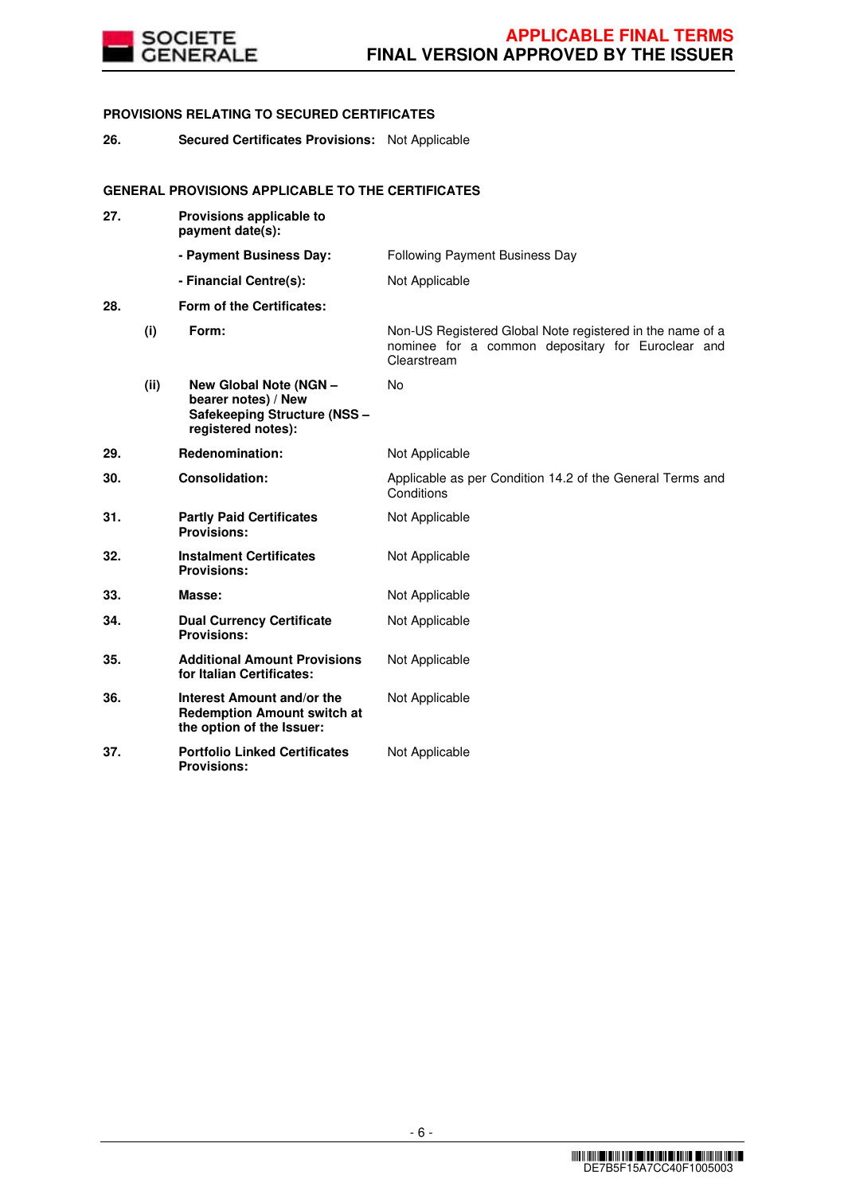**PROVISIONS RELATING TO SECURED CERTIFICATES**

| | | | |
|---|---|---|---|
| **26.** | | **Secured Certificates Provisions:** | Not Applicable |

**GENERAL PROVISIONS APPLICABLE TO THE CERTIFICATES**

| | | | |
|---|---|---|---|
| **27.** | | **Provisions applicable to payment date(s):** | |
| | | **- Payment Business Day:** | Following Payment Business Day |
| | | **- Financial Centre(s):** | Not Applicable |
| **28.** | | **Form of the Certificates:** | |
| | **(i)** | **Form:** | Non-US Registered Global Note registered in the name of a nominee for a common depositary for Euroclear and Clearstream |
| | **(ii)** | **New Global Note (NGN – bearer notes) / New Safekeeping Structure (NSS – registered notes):** | No |
| **29.** | | **Redenomination:** | Not Applicable |
| **30.** | | **Consolidation:** | Applicable as per Condition 14.2 of the General Terms and Conditions |
| **31.** | | **Partly Paid Certificates Provisions:** | Not Applicable |
| **32.** | | **Instalment Certificates Provisions:** | Not Applicable |
| **33.** | | **Masse:** | Not Applicable |
| **34.** | | **Dual Currency Certificate Provisions:** | Not Applicable |
| **35.** | | **Additional Amount Provisions for Italian Certificates:** | Not Applicable |
| **36.** | | **Interest Amount and/or the Redemption Amount switch at the option of the Issuer:** | Not Applicable |
| **37.** | | **Portfolio Linked Certificates Provisions:** | Not Applicable |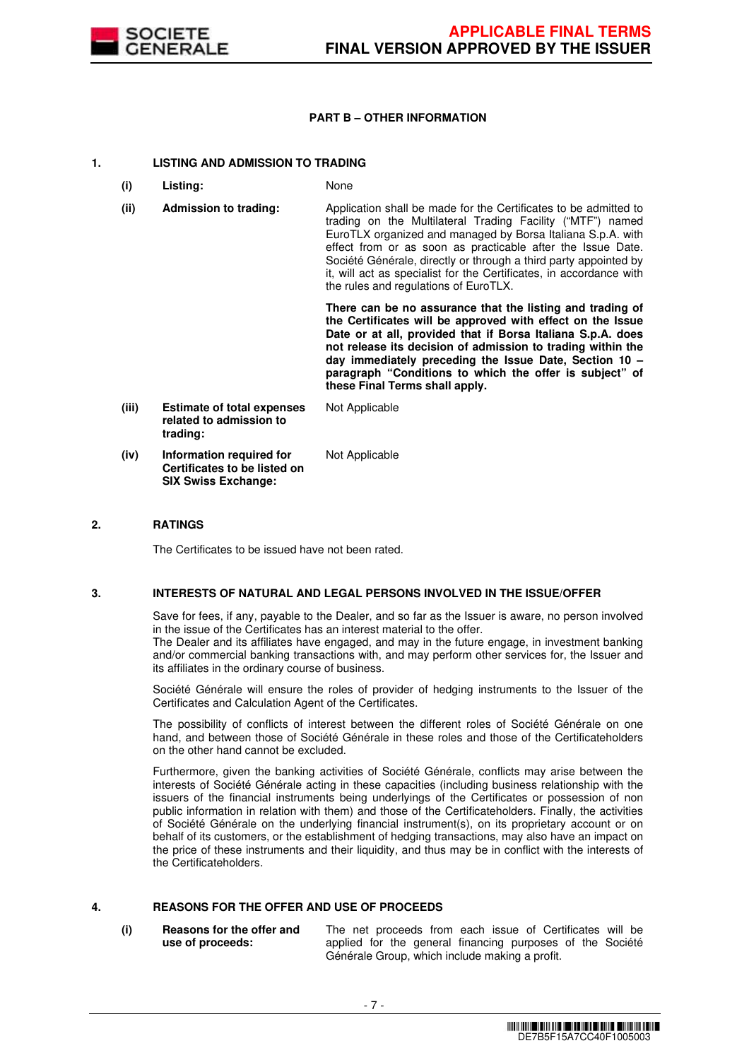## PART B – OTHER INFORMATION

### 1. LISTING AND ADMISSION TO TRADING

| | | |
|---|---|---|
| (i) | **Listing:** | None |
| (ii) | **Admission to trading:** | Application shall be made for the Certificates to be admitted to trading on the Multilateral Trading Facility ("MTF") named EuroTLX organized and managed by Borsa Italiana S.p.A. with effect from or as soon as practicable after the Issue Date. Société Générale, directly or through a third party appointed by it, will act as specialist for the Certificates, in accordance with the rules and regulations of EuroTLX.<br><br>**There can be no assurance that the listing and trading of the Certificates will be approved with effect on the Issue Date or at all, provided that if Borsa Italiana S.p.A. does not release its decision of admission to trading within the day immediately preceding the Issue Date, Section 10 – paragraph "Conditions to which the offer is subject" of these Final Terms shall apply.** |
| (iii) | **Estimate of total expenses related to admission to trading:** | Not Applicable |
| (iv) | **Information required for Certificates to be listed on SIX Swiss Exchange:** | Not Applicable |

### 2. RATINGS

The Certificates to be issued have not been rated.

### 3. INTERESTS OF NATURAL AND LEGAL PERSONS INVOLVED IN THE ISSUE/OFFER

Save for fees, if any, payable to the Dealer, and so far as the Issuer is aware, no person involved in the issue of the Certificates has an interest material to the offer.
The Dealer and its affiliates have engaged, and may in the future engage, in investment banking and/or commercial banking transactions with, and may perform other services for, the Issuer and its affiliates in the ordinary course of business.

Société Générale will ensure the roles of provider of hedging instruments to the Issuer of the Certificates and Calculation Agent of the Certificates.

The possibility of conflicts of interest between the different roles of Société Générale on one hand, and between those of Société Générale in these roles and those of the Certificateholders on the other hand cannot be excluded.

Furthermore, given the banking activities of Société Générale, conflicts may arise between the interests of Société Générale acting in these capacities (including business relationship with the issuers of the financial instruments being underlyings of the Certificates or possession of non public information in relation with them) and those of the Certificateholders. Finally, the activities of Société Générale on the underlying financial instrument(s), on its proprietary account or on behalf of its customers, or the establishment of hedging transactions, may also have an impact on the price of these instruments and their liquidity, and thus may be in conflict with the interests of the Certificateholders.

### 4. REASONS FOR THE OFFER AND USE OF PROCEEDS

| | | |
|---|---|---|
| (i) | **Reasons for the offer and use of proceeds:** | The net proceeds from each issue of Certificates will be applied for the general financing purposes of the Société Générale Group, which include making a profit. |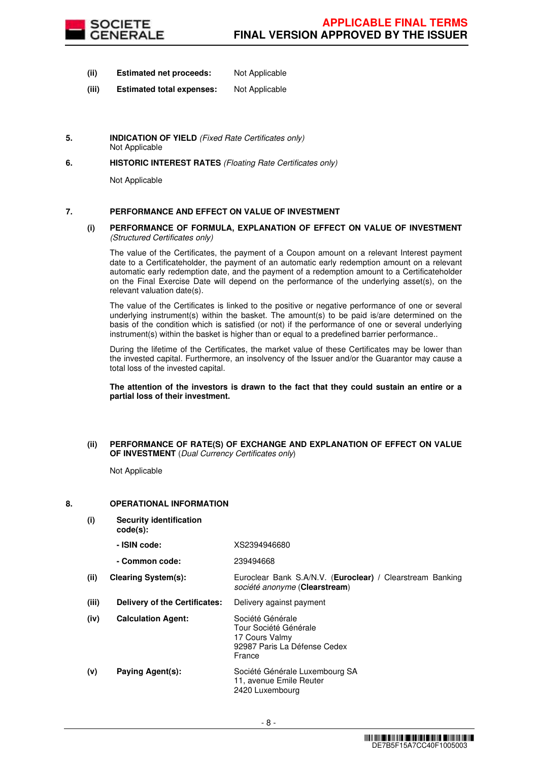| | | |
|---|---|---|
| **(ii)** | **Estimated net proceeds:** | Not Applicable |
| **(iii)** | **Estimated total expenses:** | Not Applicable |

**5. INDICATION OF YIELD** *(Fixed Rate Certificates only)*

Not Applicable

**6. HISTORIC INTEREST RATES** *(Floating Rate Certificates only)*

Not Applicable

**7. PERFORMANCE AND EFFECT ON VALUE OF INVESTMENT**

**(i) PERFORMANCE OF FORMULA, EXPLANATION OF EFFECT ON VALUE OF INVESTMENT** *(Structured Certificates only)*

The value of the Certificates, the payment of a Coupon amount on a relevant Interest payment date to a Certificateholder, the payment of an automatic early redemption amount on a relevant automatic early redemption date, and the payment of a redemption amount to a Certificateholder on the Final Exercise Date will depend on the performance of the underlying asset(s), on the relevant valuation date(s).

The value of the Certificates is linked to the positive or negative performance of one or several underlying instrument(s) within the basket. The amount(s) to be paid is/are determined on the basis of the condition which is satisfied (or not) if the performance of one or several underlying instrument(s) within the basket is higher than or equal to a predefined barrier performance..

During the lifetime of the Certificates, the market value of these Certificates may be lower than the invested capital. Furthermore, an insolvency of the Issuer and/or the Guarantor may cause a total loss of the invested capital.

**The attention of the investors is drawn to the fact that they could sustain an entire or a partial loss of their investment.**

**(ii) PERFORMANCE OF RATE(S) OF EXCHANGE AND EXPLANATION OF EFFECT ON VALUE OF INVESTMENT** (*Dual Currency Certificates only*)

Not Applicable

**8. OPERATIONAL INFORMATION**

| | | |
|---|---|---|
| **(i)** | **Security identification code(s):** | |
| | **- ISIN code:** | XS2394946680 |
| | **- Common code:** | 239494668 |
| **(ii)** | **Clearing System(s):** | Euroclear Bank S.A/N.V. (**Euroclear)** / Clearstream Banking *société anonyme* (**Clearstream**) |
| **(iii)** | **Delivery of the Certificates:** | Delivery against payment |
| **(iv)** | **Calculation Agent:** | Société Générale<br>Tour Société Générale<br>17 Cours Valmy<br>92987 Paris La Défense Cedex<br>France |
| **(v)** | **Paying Agent(s):** | Société Générale Luxembourg SA<br>11, avenue Emile Reuter<br>2420 Luxembourg |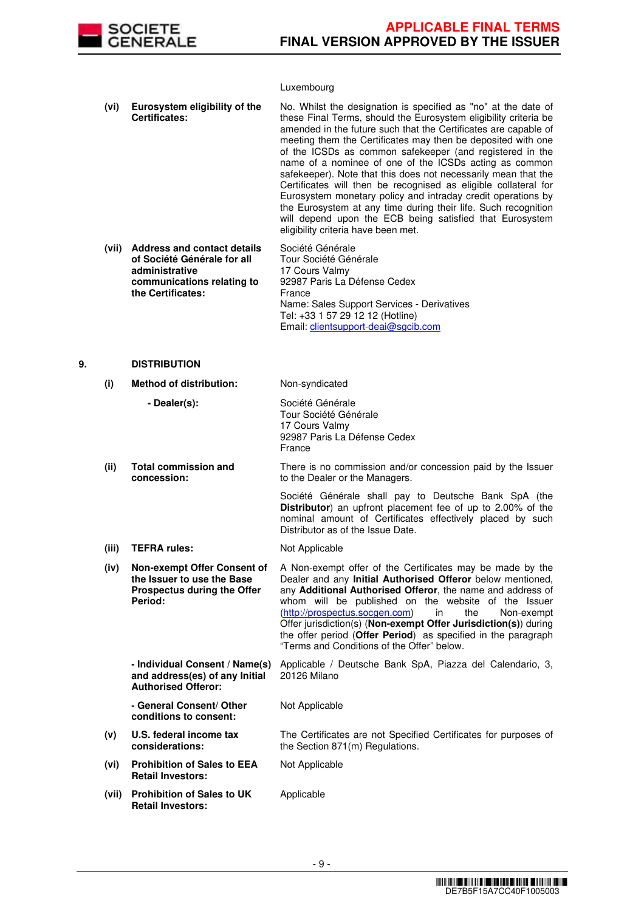| | | |
|---|---|---|
| | | Luxembourg |
| (vi) | **Eurosystem eligibility of the Certificates:** | No. Whilst the designation is specified as "no" at the date of these Final Terms, should the Eurosystem eligibility criteria be amended in the future such that the Certificates are capable of meeting them the Certificates may then be deposited with one of the ICSDs as common safekeeper (and registered in the name of a nominee of one of the ICSDs acting as common safekeeper). Note that this does not necessarily mean that the Certificates will then be recognised as eligible collateral for Eurosystem monetary policy and intraday credit operations by the Eurosystem at any time during their life. Such recognition will depend upon the ECB being satisfied that Eurosystem eligibility criteria have been met. |
| (vii) | **Address and contact details of Société Générale for all administrative communications relating to the Certificates:** | Société Générale<br>Tour Société Générale<br>17 Cours Valmy<br>92987 Paris La Défense Cedex<br>France<br>Name: Sales Support Services - Derivatives<br>Tel: +33 1 57 29 12 12 (Hotline)<br>Email: clientsupport-deai@sgcib.com |

## 9. DISTRIBUTION

| | | |
|---|---|---|
| (i) | **Method of distribution:** | Non-syndicated |
| | **- Dealer(s):** | Société Générale<br>Tour Société Générale<br>17 Cours Valmy<br>92987 Paris La Défense Cedex<br>France |
| (ii) | **Total commission and concession:** | There is no commission and/or concession paid by the Issuer to the Dealer or the Managers.<br><br>Société Générale shall pay to Deutsche Bank SpA (the **Distributor**) an upfront placement fee of up to 2.00% of the nominal amount of Certificates effectively placed by such Distributor as of the Issue Date. |
| (iii) | **TEFRA rules:** | Not Applicable |
| (iv) | **Non-exempt Offer Consent of the Issuer to use the Base Prospectus during the Offer Period:** | A Non-exempt offer of the Certificates may be made by the Dealer and any **Initial Authorised Offeror** below mentioned, any **Additional Authorised Offeror**, the name and address of whom will be published on the website of the Issuer (http://prospectus.socgen.com) in the Non-exempt Offer jurisdiction(s) (**Non-exempt Offer Jurisdiction(s)**) during the offer period (**Offer Period**) as specified in the paragraph "Terms and Conditions of the Offer" below. |
| | **- Individual Consent / Name(s) and address(es) of any Initial Authorised Offeror:** | Applicable / Deutsche Bank SpA, Piazza del Calendario, 3, 20126 Milano |
| | **- General Consent/ Other conditions to consent:** | Not Applicable |
| (v) | **U.S. federal income tax considerations:** | The Certificates are not Specified Certificates for purposes of the Section 871(m) Regulations. |
| (vi) | **Prohibition of Sales to EEA Retail Investors:** | Not Applicable |
| (vii) | **Prohibition of Sales to UK Retail Investors:** | Applicable |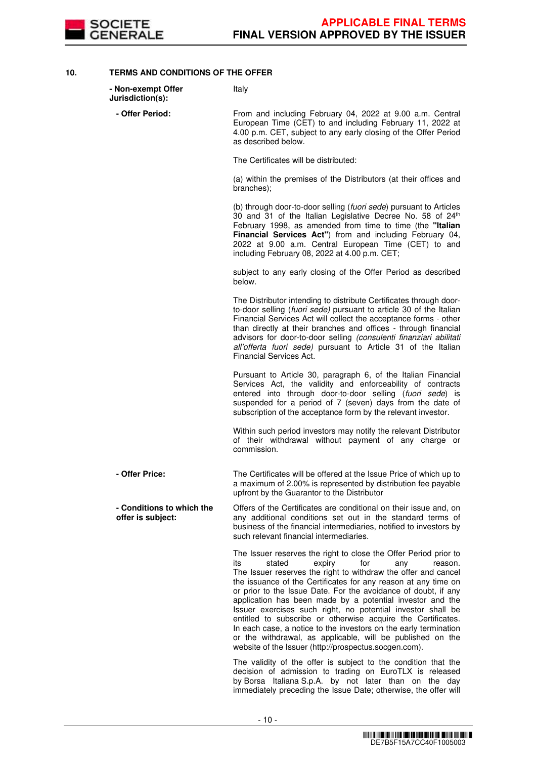## 10. TERMS AND CONDITIONS OF THE OFFER

| | |
|---|---|
| **- Non-exempt Offer Jurisdiction(s):** | Italy |
| **- Offer Period:** | From and including February 04, 2022 at 9.00 a.m. Central European Time (CET) to and including February 11, 2022 at 4.00 p.m. CET, subject to any early closing of the Offer Period as described below.<br><br>The Certificates will be distributed:<br><br>(a) within the premises of the Distributors (at their offices and branches);<br><br>(b) through door-to-door selling (*fuori sede*) pursuant to Articles 30 and 31 of the Italian Legislative Decree No. 58 of 24th February 1998, as amended from time to time (the **"Italian Financial Services Act"**) from and including February 04, 2022 at 9.00 a.m. Central European Time (CET) to and including February 08, 2022 at 4.00 p.m. CET;<br><br>subject to any early closing of the Offer Period as described below.<br><br>The Distributor intending to distribute Certificates through door-to-door selling (*fuori sede)* pursuant to article 30 of the Italian Financial Services Act will collect the acceptance forms - other than directly at their branches and offices - through financial advisors for door-to-door selling *(consulenti finanziari abilitati all'offerta fuori sede)* pursuant to Article 31 of the Italian Financial Services Act.<br><br>Pursuant to Article 30, paragraph 6, of the Italian Financial Services Act, the validity and enforceability of contracts entered into through door-to-door selling (*fuori sede*) is suspended for a period of 7 (seven) days from the date of subscription of the acceptance form by the relevant investor.<br><br>Within such period investors may notify the relevant Distributor of their withdrawal without payment of any charge or commission. |
| **- Offer Price:** | The Certificates will be offered at the Issue Price of which up to a maximum of 2.00% is represented by distribution fee payable upfront by the Guarantor to the Distributor |
| **- Conditions to which the offer is subject:** | Offers of the Certificates are conditional on their issue and, on any additional conditions set out in the standard terms of business of the financial intermediaries, notified to investors by such relevant financial intermediaries.<br><br>The Issuer reserves the right to close the Offer Period prior to its stated expiry for any reason. The Issuer reserves the right to withdraw the offer and cancel the issuance of the Certificates for any reason at any time on or prior to the Issue Date. For the avoidance of doubt, if any application has been made by a potential investor and the Issuer exercises such right, no potential investor shall be entitled to subscribe or otherwise acquire the Certificates. In each case, a notice to the investors on the early termination or the withdrawal, as applicable, will be published on the website of the Issuer (http://prospectus.socgen.com).<br><br>The validity of the offer is subject to the condition that the decision of admission to trading on EuroTLX is released by Borsa Italiana S.p.A. by not later than on the day immediately preceding the Issue Date; otherwise, the offer will |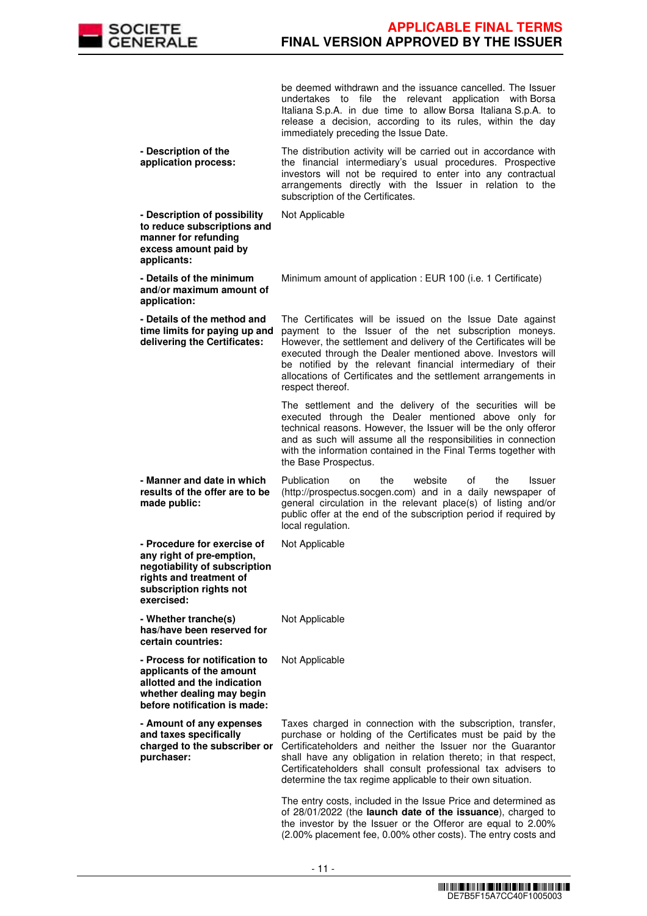| | |
|---|---|
| | be deemed withdrawn and the issuance cancelled. The Issuer undertakes to file the relevant application with Borsa Italiana S.p.A. in due time to allow Borsa Italiana S.p.A. to release a decision, according to its rules, within the day immediately preceding the Issue Date. |
| **- Description of the application process:** | The distribution activity will be carried out in accordance with the financial intermediary's usual procedures. Prospective investors will not be required to enter into any contractual arrangements directly with the Issuer in relation to the subscription of the Certificates. |
| **- Description of possibility to reduce subscriptions and manner for refunding excess amount paid by applicants:** | Not Applicable |
| **- Details of the minimum and/or maximum amount of application:** | Minimum amount of application : EUR 100 (i.e. 1 Certificate) |
| **- Details of the method and time limits for paying up and delivering the Certificates:** | The Certificates will be issued on the Issue Date against payment to the Issuer of the net subscription moneys. However, the settlement and delivery of the Certificates will be executed through the Dealer mentioned above. Investors will be notified by the relevant financial intermediary of their allocations of Certificates and the settlement arrangements in respect thereof.<br><br>The settlement and the delivery of the securities will be executed through the Dealer mentioned above only for technical reasons. However, the Issuer will be the only offeror and as such will assume all the responsibilities in connection with the information contained in the Final Terms together with the Base Prospectus. |
| **- Manner and date in which results of the offer are to be made public:** | Publication on the website of the Issuer (http://prospectus.socgen.com) and in a daily newspaper of general circulation in the relevant place(s) of listing and/or public offer at the end of the subscription period if required by local regulation. |
| **- Procedure for exercise of any right of pre-emption, negotiability of subscription rights and treatment of subscription rights not exercised:** | Not Applicable |
| **- Whether tranche(s) has/have been reserved for certain countries:** | Not Applicable |
| **- Process for notification to applicants of the amount allotted and the indication whether dealing may begin before notification is made:** | Not Applicable |
| **- Amount of any expenses and taxes specifically charged to the subscriber or purchaser:** | Taxes charged in connection with the subscription, transfer, purchase or holding of the Certificates must be paid by the Certificateholders and neither the Issuer nor the Guarantor shall have any obligation in relation thereto; in that respect, Certificateholders shall consult professional tax advisers to determine the tax regime applicable to their own situation.<br><br>The entry costs, included in the Issue Price and determined as of 28/01/2022 (the **launch date of the issuance**), charged to the investor by the Issuer or the Offeror are equal to 2.00% (2.00% placement fee, 0.00% other costs). The entry costs and |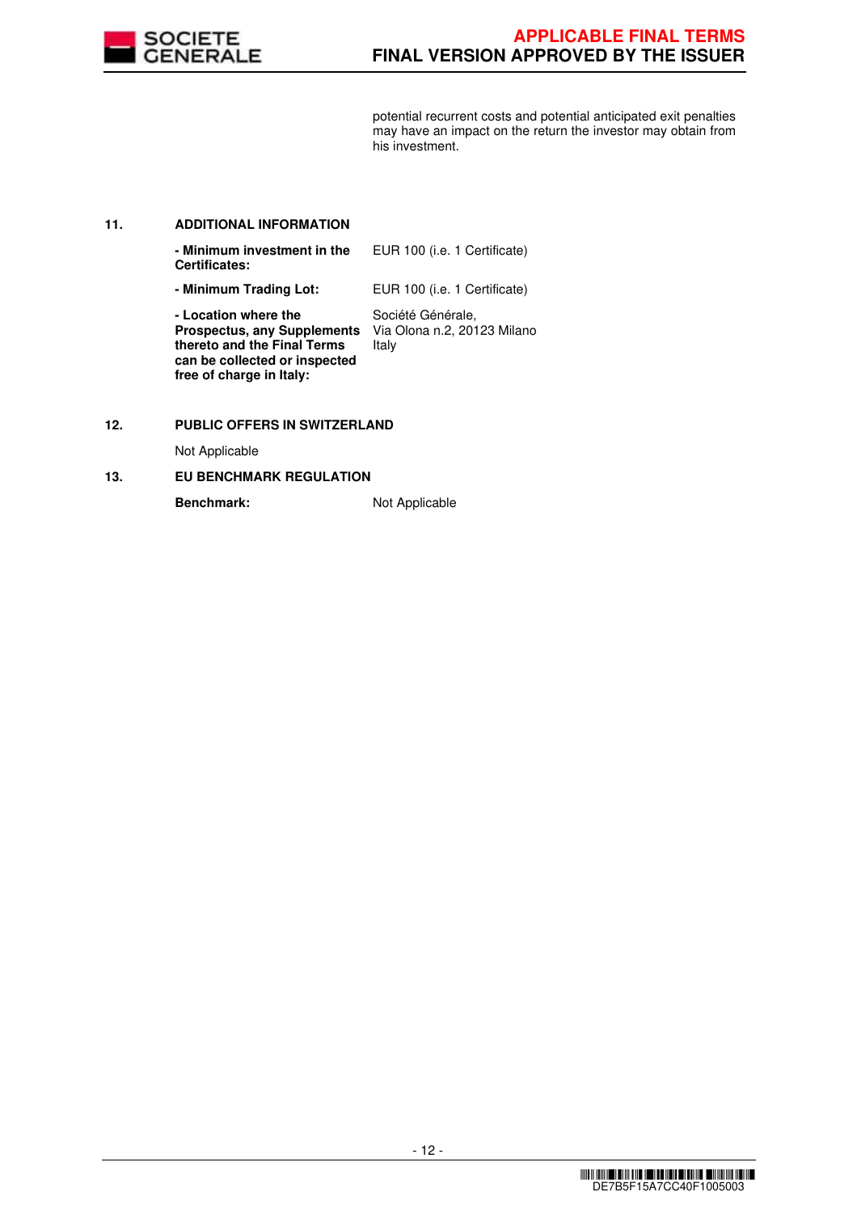potential recurrent costs and potential anticipated exit penalties may have an impact on the return the investor may obtain from his investment.

## 11. ADDITIONAL INFORMATION

| | |
|---|---|
| **- Minimum investment in the Certificates:** | EUR 100 (i.e. 1 Certificate) |
| **- Minimum Trading Lot:** | EUR 100 (i.e. 1 Certificate) |
| **- Location where the Prospectus, any Supplements thereto and the Final Terms can be collected or inspected free of charge in Italy:** | Société Générale, Via Olona n.2, 20123 Milano Italy |

## 12. PUBLIC OFFERS IN SWITZERLAND

Not Applicable

## 13. EU BENCHMARK REGULATION

**Benchmark:** Not Applicable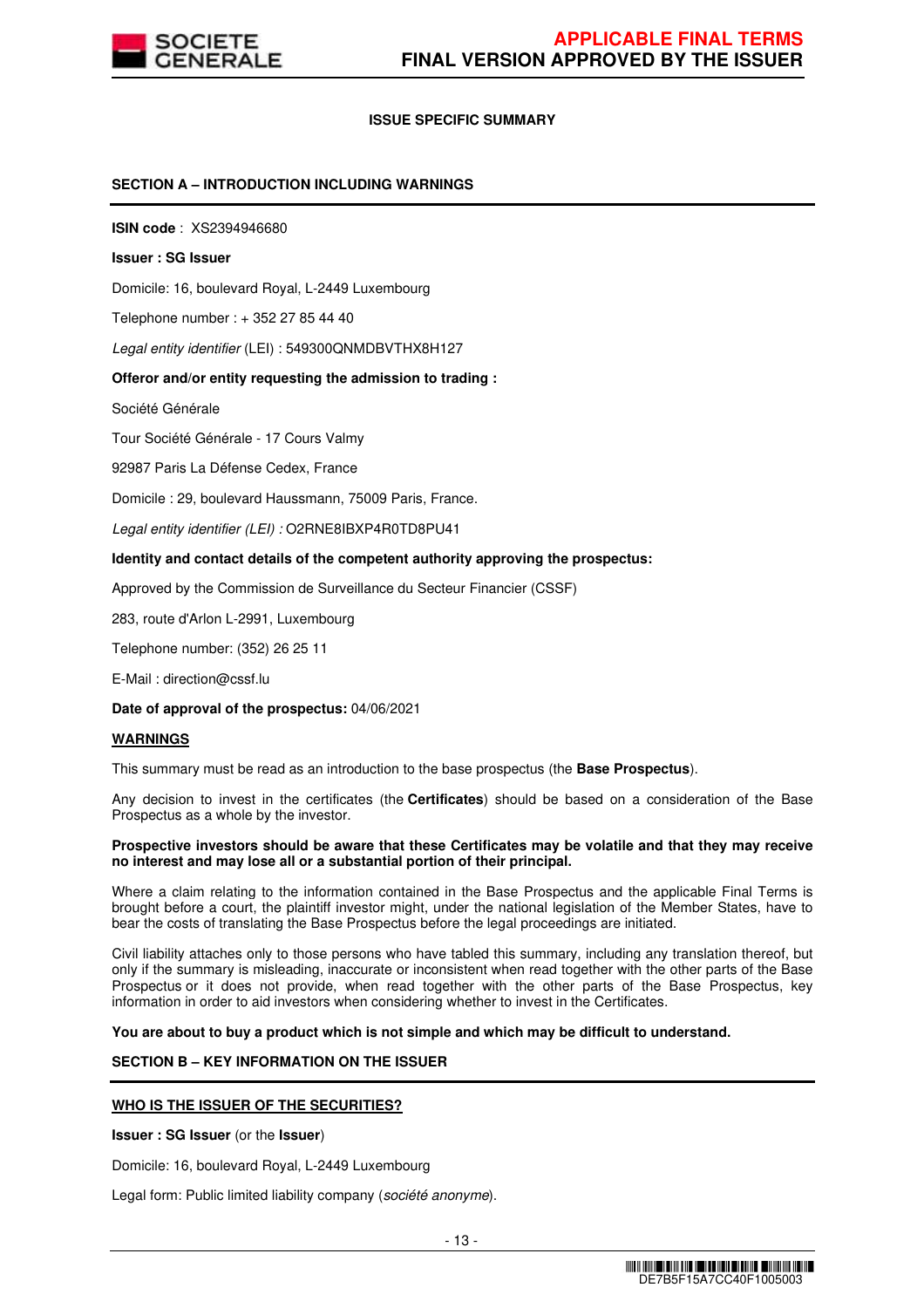## ISSUE SPECIFIC SUMMARY

### SECTION A – INTRODUCTION INCLUDING WARNINGS

**ISIN code** : XS2394946680

**Issuer : SG Issuer**

Domicile: 16, boulevard Royal, L-2449 Luxembourg

Telephone number : + 352 27 85 44 40

*Legal entity identifier* (LEI) : 549300QNMDBVTHX8H127

**Offeror and/or entity requesting the admission to trading :**

Société Générale

Tour Société Générale - 17 Cours Valmy

92987 Paris La Défense Cedex, France

Domicile : 29, boulevard Haussmann, 75009 Paris, France.

*Legal entity identifier (LEI) :* O2RNE8IBXP4R0TD8PU41

**Identity and contact details of the competent authority approving the prospectus:**

Approved by the Commission de Surveillance du Secteur Financier (CSSF)

283, route d'Arlon L-2991, Luxembourg

Telephone number: (352) 26 25 11

E-Mail : direction@cssf.lu

**Date of approval of the prospectus:** 04/06/2021

**WARNINGS**

This summary must be read as an introduction to the base prospectus (the **Base Prospectus**).

Any decision to invest in the certificates (the **Certificates**) should be based on a consideration of the Base Prospectus as a whole by the investor.

**Prospective investors should be aware that these Certificates may be volatile and that they may receive no interest and may lose all or a substantial portion of their principal.**

Where a claim relating to the information contained in the Base Prospectus and the applicable Final Terms is brought before a court, the plaintiff investor might, under the national legislation of the Member States, have to bear the costs of translating the Base Prospectus before the legal proceedings are initiated.

Civil liability attaches only to those persons who have tabled this summary, including any translation thereof, but only if the summary is misleading, inaccurate or inconsistent when read together with the other parts of the Base Prospectus or it does not provide, when read together with the other parts of the Base Prospectus, key information in order to aid investors when considering whether to invest in the Certificates.

**You are about to buy a product which is not simple and which may be difficult to understand.**

### SECTION B – KEY INFORMATION ON THE ISSUER

**WHO IS THE ISSUER OF THE SECURITIES?**

**Issuer : SG Issuer** (or the **Issuer**)

Domicile: 16, boulevard Royal, L-2449 Luxembourg

Legal form: Public limited liability company (*société anonyme*).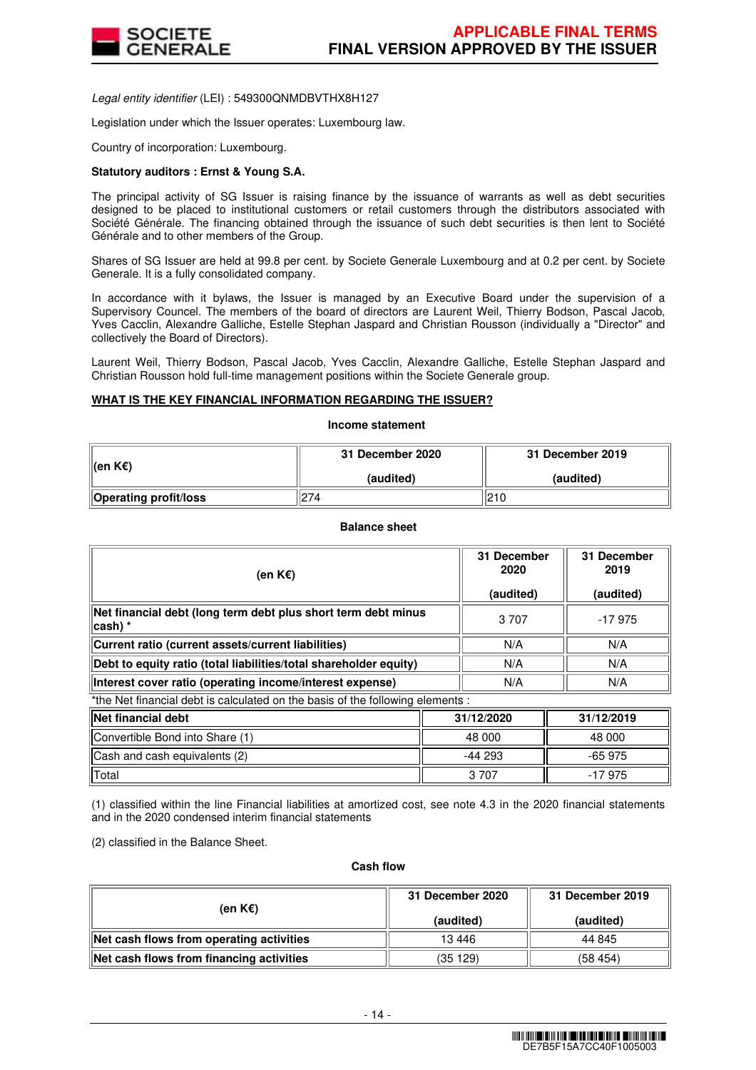*Legal entity identifier* (LEI) : 549300QNMDBVTHX8H127

Legislation under which the Issuer operates: Luxembourg law.

Country of incorporation: Luxembourg.

**Statutory auditors : Ernst & Young S.A.**

The principal activity of SG Issuer is raising finance by the issuance of warrants as well as debt securities designed to be placed to institutional customers or retail customers through the distributors associated with Société Générale. The financing obtained through the issuance of such debt securities is then lent to Société Générale and to other members of the Group.

Shares of SG Issuer are held at 99.8 per cent. by Societe Generale Luxembourg and at 0.2 per cent. by Societe Generale. It is a fully consolidated company.

In accordance with it bylaws, the Issuer is managed by an Executive Board under the supervision of a Supervisory Councel. The members of the board of directors are Laurent Weil, Thierry Bodson, Pascal Jacob, Yves Cacclin, Alexandre Galliche, Estelle Stephan Jaspard and Christian Rousson (individually a "Director" and collectively the Board of Directors).

Laurent Weil, Thierry Bodson, Pascal Jacob, Yves Cacclin, Alexandre Galliche, Estelle Stephan Jaspard and Christian Rousson hold full-time management positions within the Societe Generale group.

**WHAT IS THE KEY FINANCIAL INFORMATION REGARDING THE ISSUER?**

**Income statement**

| (en K€) | 31 December 2020 (audited) | 31 December 2019 (audited) |
|---|---|---|
| **Operating profit/loss** | 274 | 210 |

**Balance sheet**

| (en K€) | 31 December 2020 (audited) | 31 December 2019 (audited) |
|---|---|---|
| **Net financial debt (long term debt plus short term debt minus cash) \*** | 3 707 | -17 975 |
| **Current ratio (current assets/current liabilities)** | N/A | N/A |
| **Debt to equity ratio (total liabilities/total shareholder equity)** | N/A | N/A |
| **Interest cover ratio (operating income/interest expense)** | N/A | N/A |

*the Net financial debt is calculated on the basis of the following elements :

| Net financial debt | 31/12/2020 | 31/12/2019 |
|---|---|---|
| Convertible Bond into Share (1) | 48 000 | 48 000 |
| Cash and cash equivalents (2) | -44 293 | -65 975 |
| Total | 3 707 | -17 975 |

(1) classified within the line Financial liabilities at amortized cost, see note 4.3 in the 2020 financial statements and in the 2020 condensed interim financial statements

(2) classified in the Balance Sheet.

**Cash flow**

| (en K€) | 31 December 2020 (audited) | 31 December 2019 (audited) |
|---|---|---|
| **Net cash flows from operating activities** | 13 446 | 44 845 |
| **Net cash flows from financing activities** | (35 129) | (58 454) |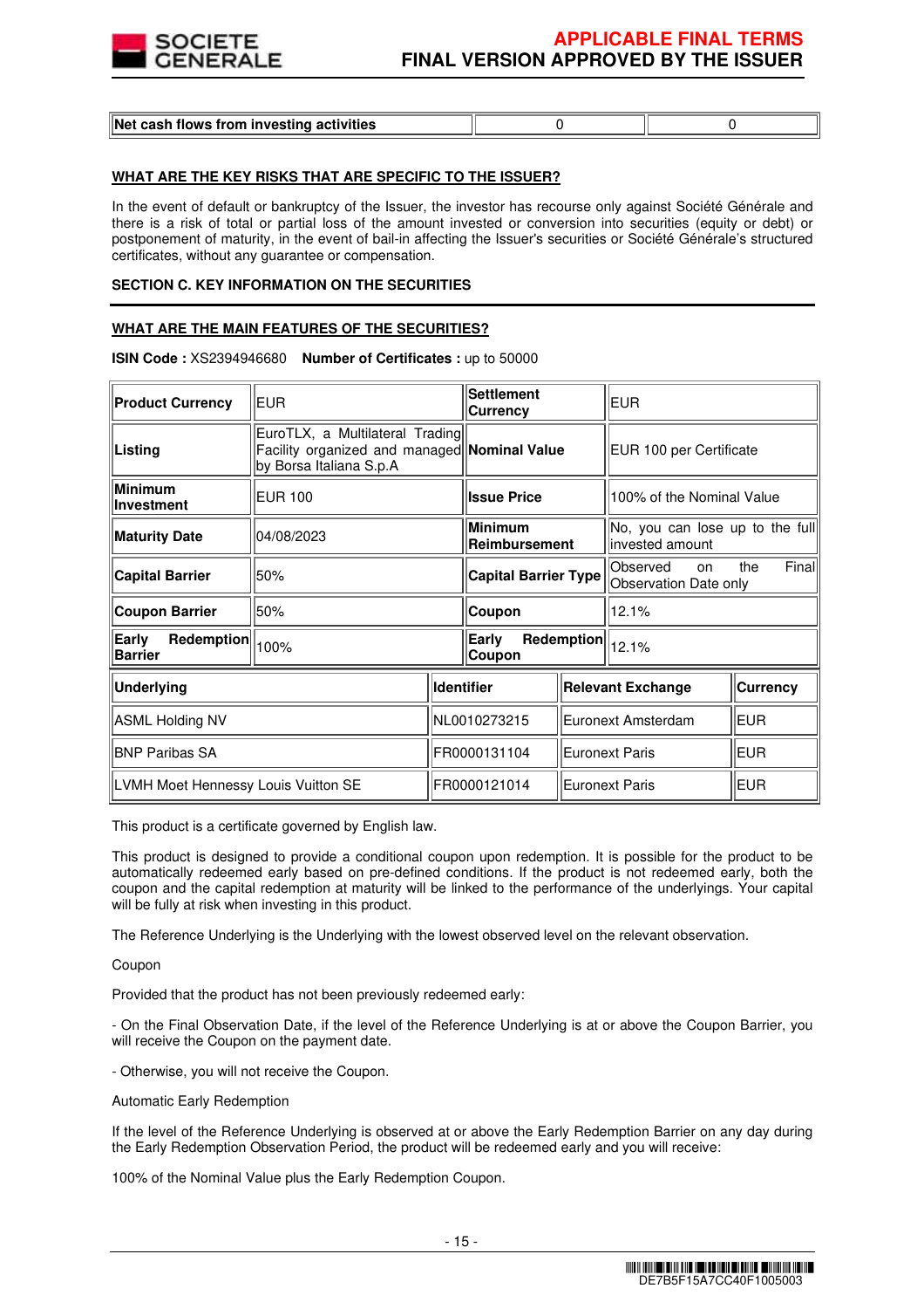| Net cash flows from investing activities | 0 | 0 |
|---|---|---|

**WHAT ARE THE KEY RISKS THAT ARE SPECIFIC TO THE ISSUER?**

In the event of default or bankruptcy of the Issuer, the investor has recourse only against Société Générale and there is a risk of total or partial loss of the amount invested or conversion into securities (equity or debt) or postponement of maturity, in the event of bail-in affecting the Issuer's securities or Société Générale's structured certificates, without any guarantee or compensation.

**SECTION C. KEY INFORMATION ON THE SECURITIES**

**WHAT ARE THE MAIN FEATURES OF THE SECURITIES?**

**ISIN Code :** XS2394946680 **Number of Certificates :** up to 50000

| | | | |
|---|---|---|---|
| **Product Currency** | EUR | **Settlement Currency** | EUR |
| **Listing** | EuroTLX, a Multilateral Trading Facility organized and managed by Borsa Italiana S.p.A | **Nominal Value** | EUR 100 per Certificate |
| **Minimum Investment** | EUR 100 | **Issue Price** | 100% of the Nominal Value |
| **Maturity Date** | 04/08/2023 | **Minimum Reimbursement** | No, you can lose up to the full invested amount |
| **Capital Barrier** | 50% | **Capital Barrier Type** | Observed on the Final Observation Date only |
| **Coupon Barrier** | 50% | **Coupon** | 12.1% |
| **Early Redemption Barrier** | 100% | **Early Redemption Coupon** | 12.1% |

| Underlying | Identifier | Relevant Exchange | Currency |
|---|---|---|---|
| ASML Holding NV | NL0010273215 | Euronext Amsterdam | EUR |
| BNP Paribas SA | FR0000131104 | Euronext Paris | EUR |
| LVMH Moet Hennessy Louis Vuitton SE | FR0000121014 | Euronext Paris | EUR |

This product is a certificate governed by English law.

This product is designed to provide a conditional coupon upon redemption. It is possible for the product to be automatically redeemed early based on pre-defined conditions. If the product is not redeemed early, both the coupon and the capital redemption at maturity will be linked to the performance of the underlyings. Your capital will be fully at risk when investing in this product.

The Reference Underlying is the Underlying with the lowest observed level on the relevant observation.

Coupon

Provided that the product has not been previously redeemed early:

- On the Final Observation Date, if the level of the Reference Underlying is at or above the Coupon Barrier, you will receive the Coupon on the payment date.

- Otherwise, you will not receive the Coupon.

Automatic Early Redemption

If the level of the Reference Underlying is observed at or above the Early Redemption Barrier on any day during the Early Redemption Observation Period, the product will be redeemed early and you will receive:

100% of the Nominal Value plus the Early Redemption Coupon.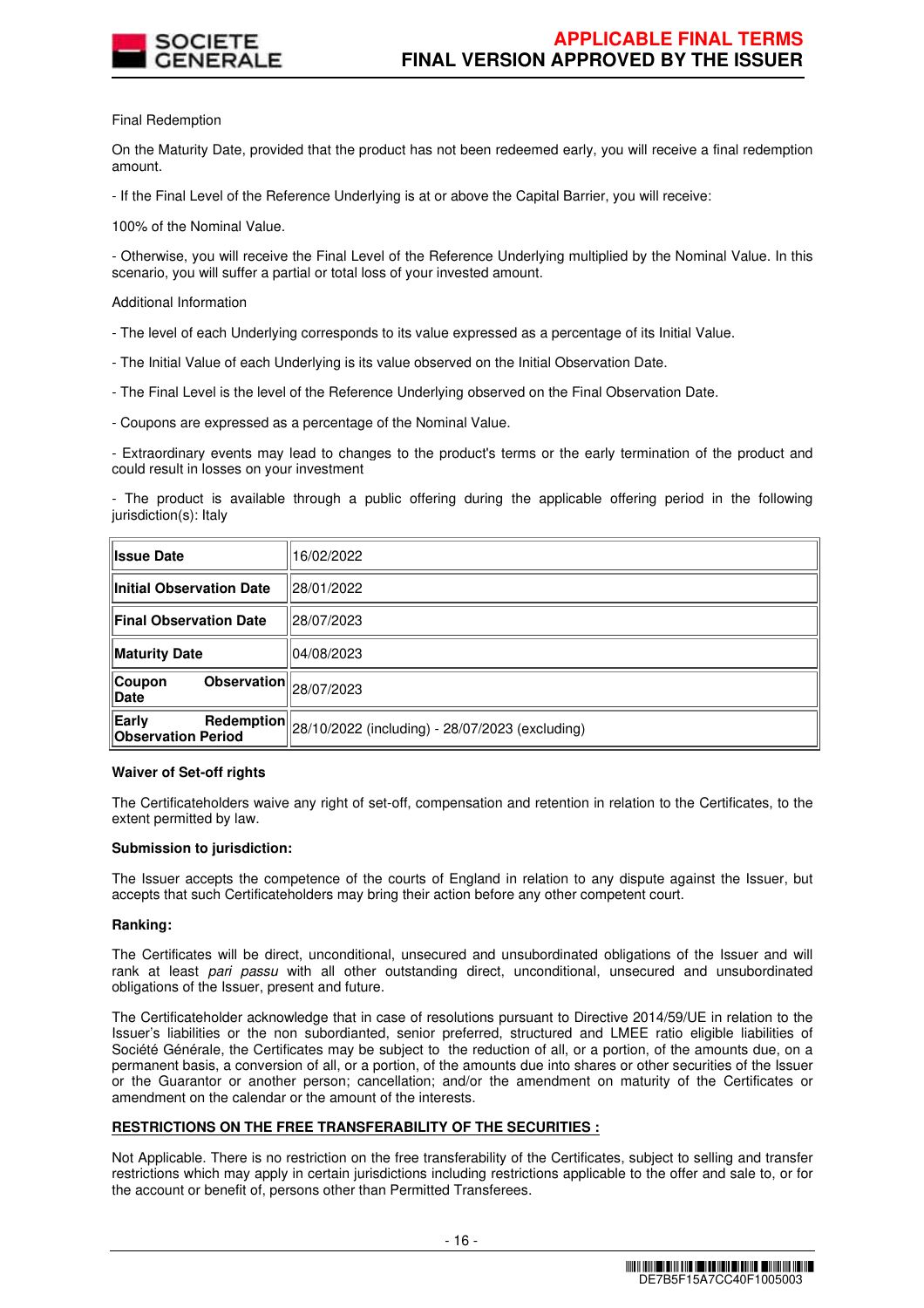Final Redemption

On the Maturity Date, provided that the product has not been redeemed early, you will receive a final redemption amount.

- If the Final Level of the Reference Underlying is at or above the Capital Barrier, you will receive:

100% of the Nominal Value.

- Otherwise, you will receive the Final Level of the Reference Underlying multiplied by the Nominal Value. In this scenario, you will suffer a partial or total loss of your invested amount.

Additional Information

- The level of each Underlying corresponds to its value expressed as a percentage of its Initial Value.

- The Initial Value of each Underlying is its value observed on the Initial Observation Date.

- The Final Level is the level of the Reference Underlying observed on the Final Observation Date.

- Coupons are expressed as a percentage of the Nominal Value.

- Extraordinary events may lead to changes to the product's terms or the early termination of the product and could result in losses on your investment

- The product is available through a public offering during the applicable offering period in the following jurisdiction(s): Italy

| | |
|---|---|
| **Issue Date** | 16/02/2022 |
| **Initial Observation Date** | 28/01/2022 |
| **Final Observation Date** | 28/07/2023 |
| **Maturity Date** | 04/08/2023 |
| **Coupon Observation Date** | 28/07/2023 |
| **Early Redemption Observation Period** | 28/10/2022 (including) - 28/07/2023 (excluding) |

**Waiver of Set-off rights**

The Certificateholders waive any right of set-off, compensation and retention in relation to the Certificates, to the extent permitted by law.

**Submission to jurisdiction:**

The Issuer accepts the competence of the courts of England in relation to any dispute against the Issuer, but accepts that such Certificateholders may bring their action before any other competent court.

**Ranking:**

The Certificates will be direct, unconditional, unsecured and unsubordinated obligations of the Issuer and will rank at least *pari passu* with all other outstanding direct, unconditional, unsecured and unsubordinated obligations of the Issuer, present and future.

The Certificateholder acknowledge that in case of resolutions pursuant to Directive 2014/59/UE in relation to the Issuer's liabilities or the non subordianted, senior preferred, structured and LMEE ratio eligible liabilities of Société Générale, the Certificates may be subject to the reduction of all, or a portion, of the amounts due, on a permanent basis, a conversion of all, or a portion, of the amounts due into shares or other securities of the Issuer or the Guarantor or another person; cancellation; and/or the amendment on maturity of the Certificates or amendment on the calendar or the amount of the interests.

**RESTRICTIONS ON THE FREE TRANSFERABILITY OF THE SECURITIES :**

Not Applicable. There is no restriction on the free transferability of the Certificates, subject to selling and transfer restrictions which may apply in certain jurisdictions including restrictions applicable to the offer and sale to, or for the account or benefit of, persons other than Permitted Transferees.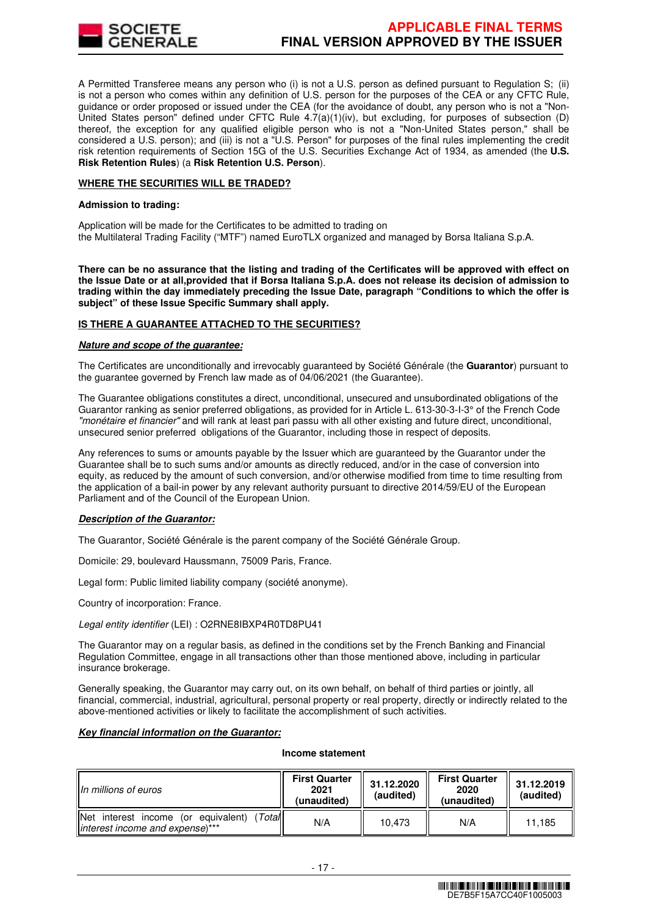A Permitted Transferee means any person who (i) is not a U.S. person as defined pursuant to Regulation S; (ii) is not a person who comes within any definition of U.S. person for the purposes of the CEA or any CFTC Rule, guidance or order proposed or issued under the CEA (for the avoidance of doubt, any person who is not a "Non-United States person" defined under CFTC Rule 4.7(a)(1)(iv), but excluding, for purposes of subsection (D) thereof, the exception for any qualified eligible person who is not a "Non-United States person," shall be considered a U.S. person); and (iii) is not a "U.S. Person" for purposes of the final rules implementing the credit risk retention requirements of Section 15G of the U.S. Securities Exchange Act of 1934, as amended (the **U.S. Risk Retention Rules**) (a **Risk Retention U.S. Person**).

**WHERE THE SECURITIES WILL BE TRADED?**

**Admission to trading:**

Application will be made for the Certificates to be admitted to trading on the Multilateral Trading Facility ("MTF") named EuroTLX organized and managed by Borsa Italiana S.p.A.

**There can be no assurance that the listing and trading of the Certificates will be approved with effect on the Issue Date or at all,provided that if Borsa Italiana S.p.A. does not release its decision of admission to trading within the day immediately preceding the Issue Date, paragraph "Conditions to which the offer is subject" of these Issue Specific Summary shall apply.**

**IS THERE A GUARANTEE ATTACHED TO THE SECURITIES?**

***Nature and scope of the guarantee:***

The Certificates are unconditionally and irrevocably guaranteed by Société Générale (the **Guarantor**) pursuant to the guarantee governed by French law made as of 04/06/2021 (the Guarantee).

The Guarantee obligations constitutes a direct, unconditional, unsecured and unsubordinated obligations of the Guarantor ranking as senior preferred obligations, as provided for in Article L. 613-30-3-I-3° of the French Code *"monétaire et financier"* and will rank at least pari passu with all other existing and future direct, unconditional, unsecured senior preferred obligations of the Guarantor, including those in respect of deposits.

Any references to sums or amounts payable by the Issuer which are guaranteed by the Guarantor under the Guarantee shall be to such sums and/or amounts as directly reduced, and/or in the case of conversion into equity, as reduced by the amount of such conversion, and/or otherwise modified from time to time resulting from the application of a bail-in power by any relevant authority pursuant to directive 2014/59/EU of the European Parliament and of the Council of the European Union.

***Description of the Guarantor:***

The Guarantor, Société Générale is the parent company of the Société Générale Group.

Domicile: 29, boulevard Haussmann, 75009 Paris, France.

Legal form: Public limited liability company (société anonyme).

Country of incorporation: France.

*Legal entity identifier* (LEI) : O2RNE8IBXP4R0TD8PU41

The Guarantor may on a regular basis, as defined in the conditions set by the French Banking and Financial Regulation Committee, engage in all transactions other than those mentioned above, including in particular insurance brokerage.

Generally speaking, the Guarantor may carry out, on its own behalf, on behalf of third parties or jointly, all financial, commercial, industrial, agricultural, personal property or real property, directly or indirectly related to the above-mentioned activities or likely to facilitate the accomplishment of such activities.

***Key financial information on the Guarantor:***

**Income statement**

| *In millions of euros* | **First Quarter 2021 (unaudited)** | **31.12.2020 (audited)** | **First Quarter 2020 (unaudited)** | **31.12.2019 (audited)** |
|---|---|---|---|---|
| Net interest income (or equivalent) *(Total interest income and expense)****** | N/A | 10,473 | N/A | 11,185 |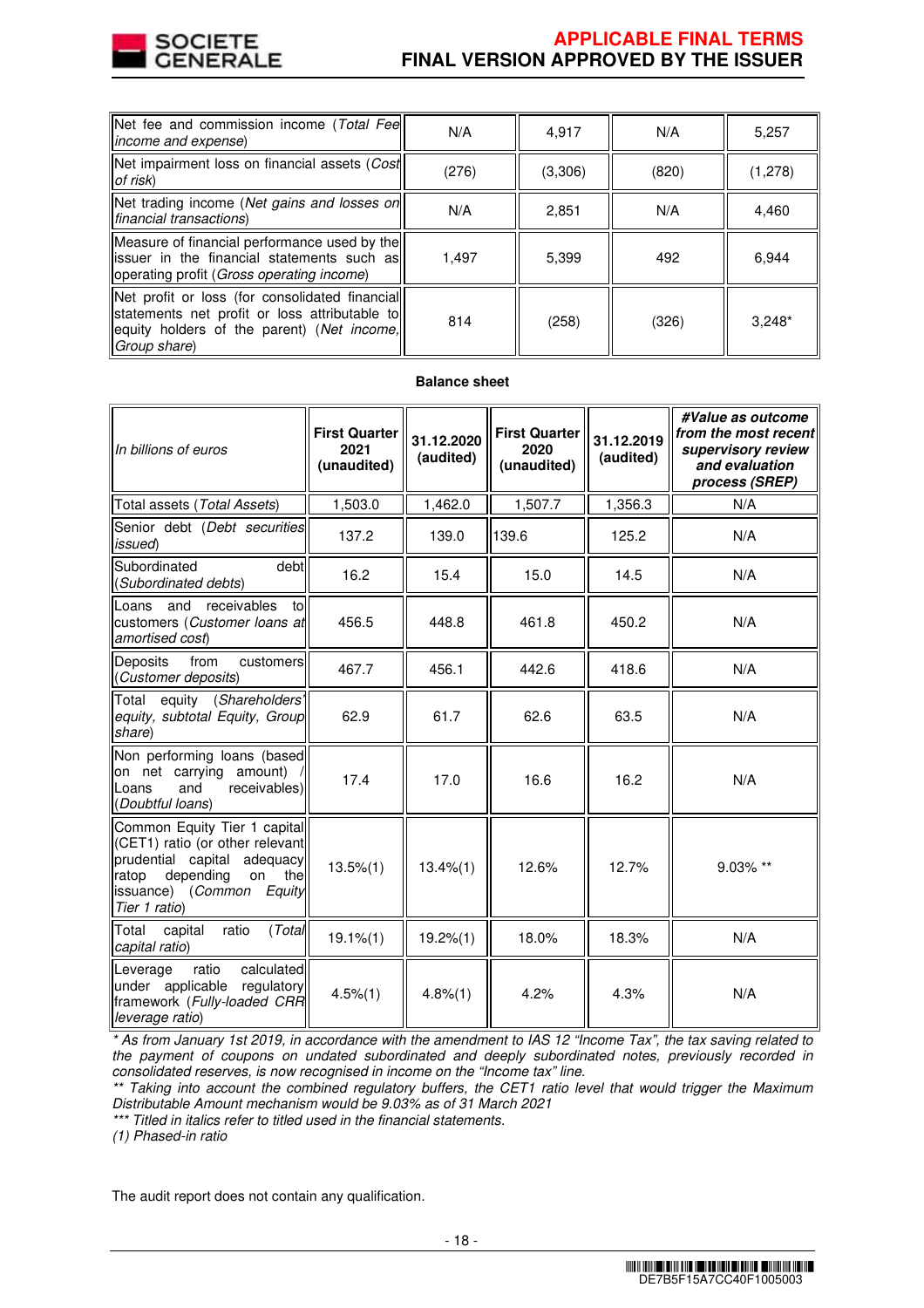| | | | | |
|---|---|---|---|---|
| Net fee and commission income (*Total Fee income and expense*) | N/A | 4,917 | N/A | 5,257 |
| Net impairment loss on financial assets (*Cost of risk*) | (276) | (3,306) | (820) | (1,278) |
| Net trading income (*Net gains and losses on financial transactions*) | N/A | 2,851 | N/A | 4,460 |
| Measure of financial performance used by the issuer in the financial statements such as operating profit (*Gross operating income*) | 1,497 | 5,399 | 492 | 6,944 |
| Net profit or loss (for consolidated financial statements net profit or loss attributable to equity holders of the parent) (*Net income, Group share*) | 814 | (258) | (326) | 3,248* |

**Balance sheet**

| *In billions of euros* | **First Quarter 2021 (unaudited)** | **31.12.2020 (audited)** | **First Quarter 2020 (unaudited)** | **31.12.2019 (audited)** | ***#Value as outcome from the most recent supervisory review and evaluation process (SREP)*** |
|---|---|---|---|---|---|
| Total assets (*Total Assets*) | 1,503.0 | 1,462.0 | 1,507.7 | 1,356.3 | N/A |
| Senior debt (*Debt securities issued*) | 137.2 | 139.0 | 139.6 | 125.2 | N/A |
| Subordinated debt (*Subordinated debts*) | 16.2 | 15.4 | 15.0 | 14.5 | N/A |
| Loans and receivables to customers (*Customer loans at amortised cost*) | 456.5 | 448.8 | 461.8 | 450.2 | N/A |
| Deposits from customers (*Customer deposits*) | 467.7 | 456.1 | 442.6 | 418.6 | N/A |
| Total equity (*Shareholders' equity, subtotal Equity, Group share*) | 62.9 | 61.7 | 62.6 | 63.5 | N/A |
| Non performing loans (based on net carrying amount) / Loans and receivables) (*Doubtful loans*) | 17.4 | 17.0 | 16.6 | 16.2 | N/A |
| Common Equity Tier 1 capital (CET1) ratio (or other relevant prudential capital adequacy ratop depending on the issuance) (*Common Equity Tier 1 ratio*) | 13.5%(1) | 13.4%(1) | 12.6% | 12.7% | 9.03% ** |
| Total capital ratio (*Total capital ratio*) | 19.1%(1) | 19.2%(1) | 18.0% | 18.3% | N/A |
| Leverage ratio calculated under applicable regulatory framework (*Fully-loaded CRR leverage ratio*) | 4.5%(1) | 4.8%(1) | 4.2% | 4.3% | N/A |

*\* As from January 1st 2019, in accordance with the amendment to IAS 12 "Income Tax", the tax saving related to the payment of coupons on undated subordinated and deeply subordinated notes, previously recorded in consolidated reserves, is now recognised in income on the "Income tax" line.*

*\*\* Taking into account the combined regulatory buffers, the CET1 ratio level that would trigger the Maximum Distributable Amount mechanism would be 9.03% as of 31 March 2021*

*\*\*\* Titled in italics refer to titled used in the financial statements.*

*(1) Phased-in ratio*

The audit report does not contain any qualification.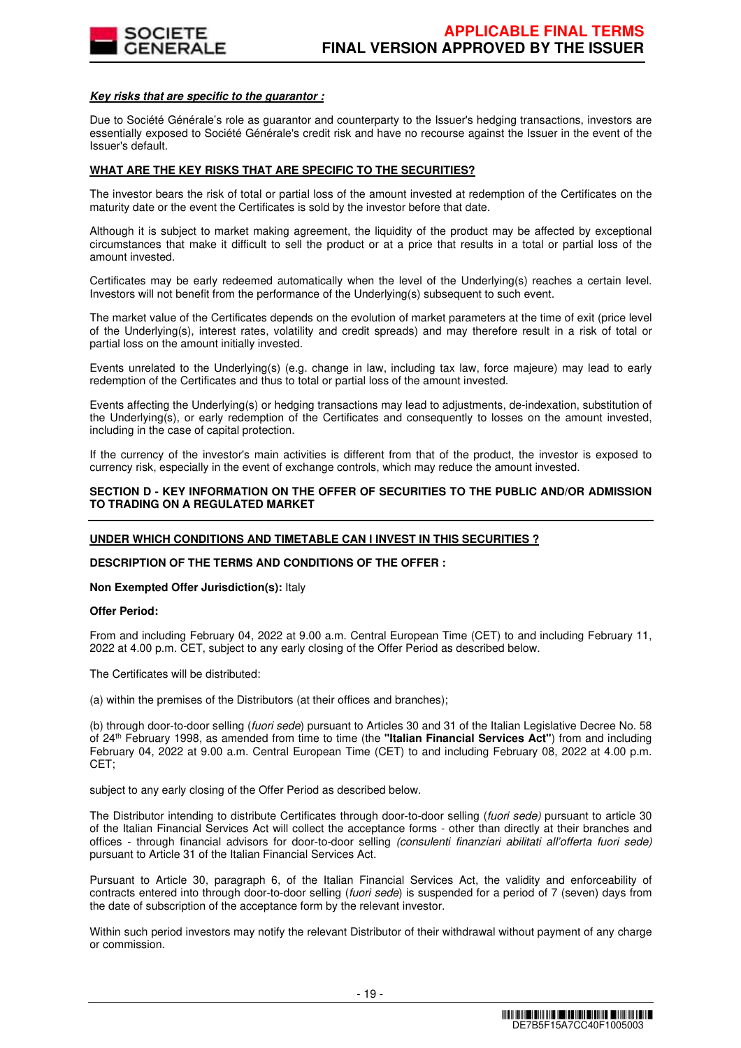***Key risks that are specific to the guarantor :***

Due to Société Générale's role as guarantor and counterparty to the Issuer's hedging transactions, investors are essentially exposed to Société Générale's credit risk and have no recourse against the Issuer in the event of the Issuer's default.

**WHAT ARE THE KEY RISKS THAT ARE SPECIFIC TO THE SECURITIES?**

The investor bears the risk of total or partial loss of the amount invested at redemption of the Certificates on the maturity date or the event the Certificates is sold by the investor before that date.

Although it is subject to market making agreement, the liquidity of the product may be affected by exceptional circumstances that make it difficult to sell the product or at a price that results in a total or partial loss of the amount invested.

Certificates may be early redeemed automatically when the level of the Underlying(s) reaches a certain level. Investors will not benefit from the performance of the Underlying(s) subsequent to such event.

The market value of the Certificates depends on the evolution of market parameters at the time of exit (price level of the Underlying(s), interest rates, volatility and credit spreads) and may therefore result in a risk of total or partial loss on the amount initially invested.

Events unrelated to the Underlying(s) (e.g. change in law, including tax law, force majeure) may lead to early redemption of the Certificates and thus to total or partial loss of the amount invested.

Events affecting the Underlying(s) or hedging transactions may lead to adjustments, de-indexation, substitution of the Underlying(s), or early redemption of the Certificates and consequently to losses on the amount invested, including in the case of capital protection.

If the currency of the investor's main activities is different from that of the product, the investor is exposed to currency risk, especially in the event of exchange controls, which may reduce the amount invested.

## SECTION D - KEY INFORMATION ON THE OFFER OF SECURITIES TO THE PUBLIC AND/OR ADMISSION TO TRADING ON A REGULATED MARKET

**UNDER WHICH CONDITIONS AND TIMETABLE CAN I INVEST IN THIS SECURITIES ?**

**DESCRIPTION OF THE TERMS AND CONDITIONS OF THE OFFER :**

**Non Exempted Offer Jurisdiction(s):** Italy

**Offer Period:**

From and including February 04, 2022 at 9.00 a.m. Central European Time (CET) to and including February 11, 2022 at 4.00 p.m. CET, subject to any early closing of the Offer Period as described below.

The Certificates will be distributed:

(a) within the premises of the Distributors (at their offices and branches);

(b) through door-to-door selling (*fuori sede*) pursuant to Articles 30 and 31 of the Italian Legislative Decree No. 58 of 24th February 1998, as amended from time to time (the **"Italian Financial Services Act"**) from and including February 04, 2022 at 9.00 a.m. Central European Time (CET) to and including February 08, 2022 at 4.00 p.m. CET;

subject to any early closing of the Offer Period as described below.

The Distributor intending to distribute Certificates through door-to-door selling (*fuori sede)* pursuant to article 30 of the Italian Financial Services Act will collect the acceptance forms - other than directly at their branches and offices - through financial advisors for door-to-door selling *(consulenti finanziari abilitati all'offerta fuori sede)* pursuant to Article 31 of the Italian Financial Services Act.

Pursuant to Article 30, paragraph 6, of the Italian Financial Services Act, the validity and enforceability of contracts entered into through door-to-door selling (*fuori sede*) is suspended for a period of 7 (seven) days from the date of subscription of the acceptance form by the relevant investor.

Within such period investors may notify the relevant Distributor of their withdrawal without payment of any charge or commission.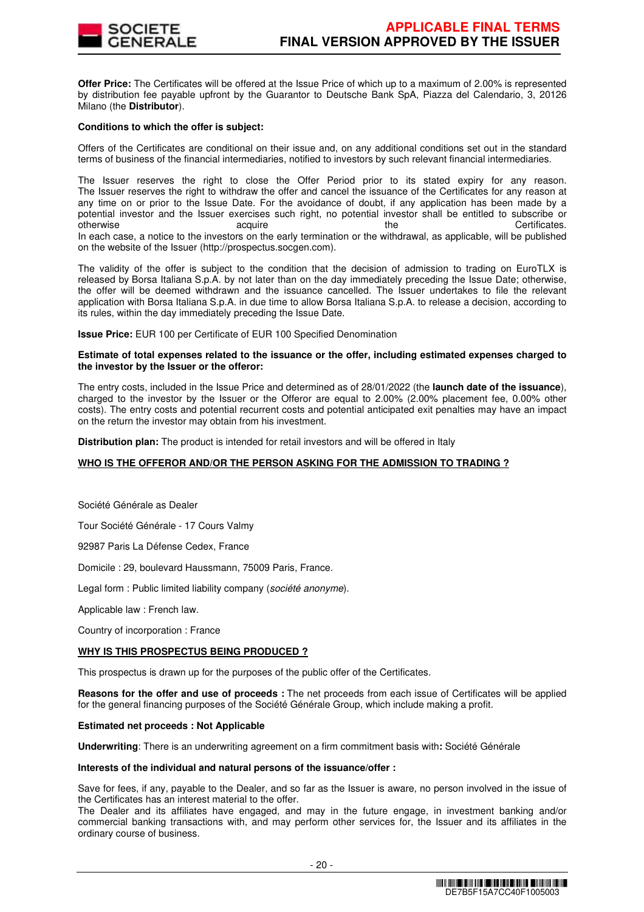**Offer Price:** The Certificates will be offered at the Issue Price of which up to a maximum of 2.00% is represented by distribution fee payable upfront by the Guarantor to Deutsche Bank SpA, Piazza del Calendario, 3, 20126 Milano (the **Distributor**).

**Conditions to which the offer is subject:**

Offers of the Certificates are conditional on their issue and, on any additional conditions set out in the standard terms of business of the financial intermediaries, notified to investors by such relevant financial intermediaries.

The Issuer reserves the right to close the Offer Period prior to its stated expiry for any reason. The Issuer reserves the right to withdraw the offer and cancel the issuance of the Certificates for any reason at any time on or prior to the Issue Date. For the avoidance of doubt, if any application has been made by a potential investor and the Issuer exercises such right, no potential investor shall be entitled to subscribe or otherwise acquire the Certificates. In each case, a notice to the investors on the early termination or the withdrawal, as applicable, will be published on the website of the Issuer (http://prospectus.socgen.com).

The validity of the offer is subject to the condition that the decision of admission to trading on EuroTLX is released by Borsa Italiana S.p.A. by not later than on the day immediately preceding the Issue Date; otherwise, the offer will be deemed withdrawn and the issuance cancelled. The Issuer undertakes to file the relevant application with Borsa Italiana S.p.A. in due time to allow Borsa Italiana S.p.A. to release a decision, according to its rules, within the day immediately preceding the Issue Date.

**Issue Price:** EUR 100 per Certificate of EUR 100 Specified Denomination

**Estimate of total expenses related to the issuance or the offer, including estimated expenses charged to the investor by the Issuer or the offeror:**

The entry costs, included in the Issue Price and determined as of 28/01/2022 (the **launch date of the issuance**), charged to the investor by the Issuer or the Offeror are equal to 2.00% (2.00% placement fee, 0.00% other costs). The entry costs and potential recurrent costs and potential anticipated exit penalties may have an impact on the return the investor may obtain from his investment.

**Distribution plan:** The product is intended for retail investors and will be offered in Italy

**WHO IS THE OFFEROR AND/OR THE PERSON ASKING FOR THE ADMISSION TO TRADING ?**

Société Générale as Dealer

Tour Société Générale - 17 Cours Valmy

92987 Paris La Défense Cedex, France

Domicile : 29, boulevard Haussmann, 75009 Paris, France.

Legal form : Public limited liability company (*société anonyme*).

Applicable law : French law.

Country of incorporation : France

**WHY IS THIS PROSPECTUS BEING PRODUCED ?**

This prospectus is drawn up for the purposes of the public offer of the Certificates.

**Reasons for the offer and use of proceeds :** The net proceeds from each issue of Certificates will be applied for the general financing purposes of the Société Générale Group, which include making a profit.

**Estimated net proceeds : Not Applicable**

**Underwriting**: There is an underwriting agreement on a firm commitment basis with**:** Société Générale

**Interests of the individual and natural persons of the issuance/offer :**

Save for fees, if any, payable to the Dealer, and so far as the Issuer is aware, no person involved in the issue of the Certificates has an interest material to the offer.
The Dealer and its affiliates have engaged, and may in the future engage, in investment banking and/or commercial banking transactions with, and may perform other services for, the Issuer and its affiliates in the ordinary course of business.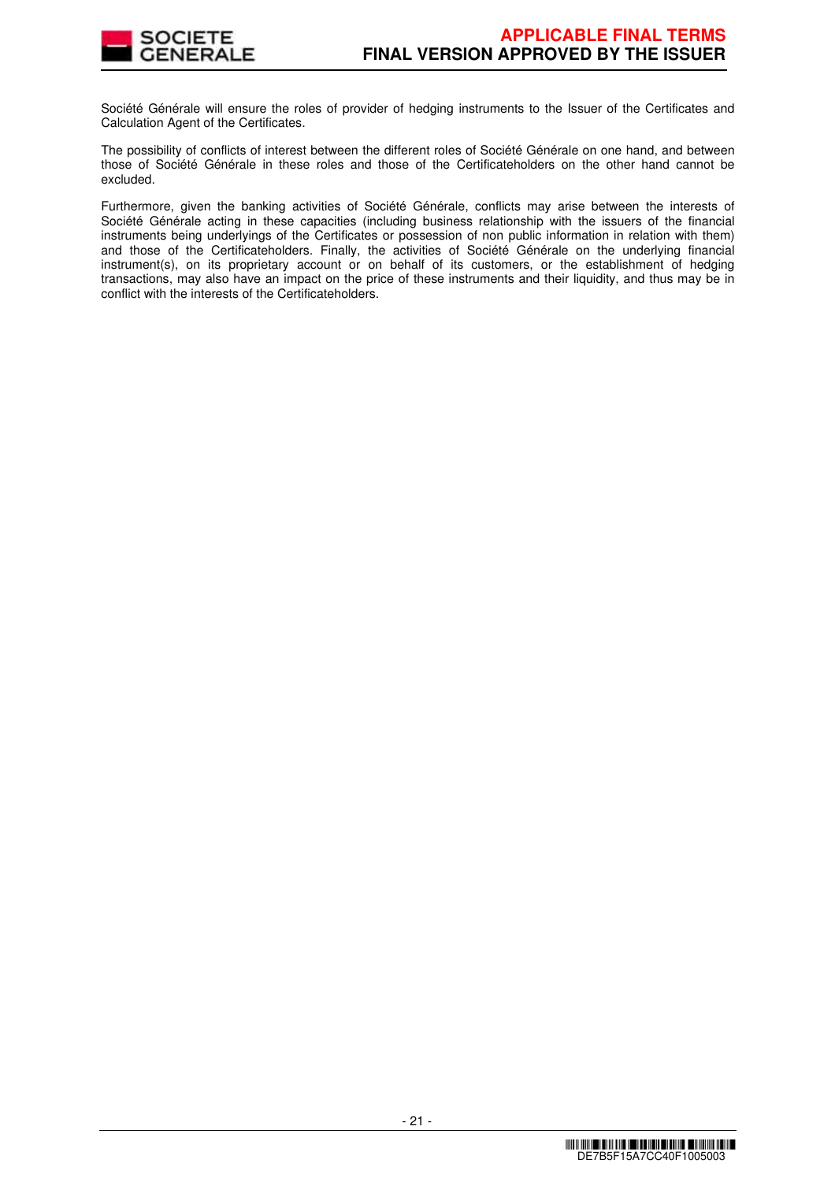Société Générale will ensure the roles of provider of hedging instruments to the Issuer of the Certificates and Calculation Agent of the Certificates.

The possibility of conflicts of interest between the different roles of Société Générale on one hand, and between those of Société Générale in these roles and those of the Certificateholders on the other hand cannot be excluded.

Furthermore, given the banking activities of Société Générale, conflicts may arise between the interests of Société Générale acting in these capacities (including business relationship with the issuers of the financial instruments being underlyings of the Certificates or possession of non public information in relation with them) and those of the Certificateholders. Finally, the activities of Société Générale on the underlying financial instrument(s), on its proprietary account or on behalf of its customers, or the establishment of hedging transactions, may also have an impact on the price of these instruments and their liquidity, and thus may be in conflict with the interests of the Certificateholders.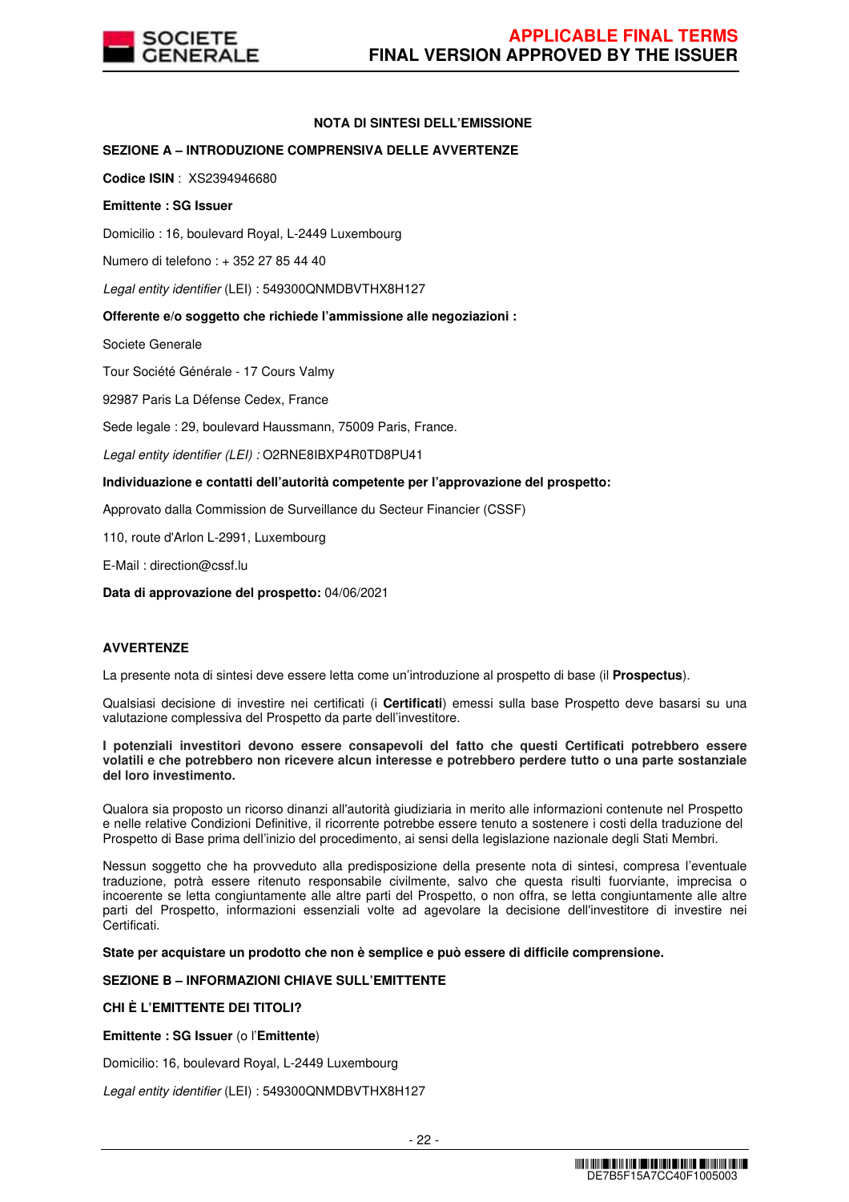## NOTA DI SINTESI DELL'EMISSIONE

### SEZIONE A – INTRODUZIONE COMPRENSIVA DELLE AVVERTENZE

**Codice ISIN** : XS2394946680

**Emittente : SG Issuer**

Domicilio : 16, boulevard Royal, L-2449 Luxembourg

Numero di telefono : + 352 27 85 44 40

*Legal entity identifier* (LEI) : 549300QNMDBVTHX8H127

**Offerente e/o soggetto che richiede l'ammissione alle negoziazioni :**

Societe Generale

Tour Société Générale - 17 Cours Valmy

92987 Paris La Défense Cedex, France

Sede legale : 29, boulevard Haussmann, 75009 Paris, France.

*Legal entity identifier (LEI) :* O2RNE8IBXP4R0TD8PU41

**Individuazione e contatti dell'autorità competente per l'approvazione del prospetto:**

Approvato dalla Commission de Surveillance du Secteur Financier (CSSF)

110, route d'Arlon L-2991, Luxembourg

E-Mail : direction@cssf.lu

**Data di approvazione del prospetto:** 04/06/2021

### AVVERTENZE

La presente nota di sintesi deve essere letta come un'introduzione al prospetto di base (il **Prospectus**).

Qualsiasi decisione di investire nei certificati (i **Certificati**) emessi sulla base Prospetto deve basarsi su una valutazione complessiva del Prospetto da parte dell'investitore.

**I potenziali investitori devono essere consapevoli del fatto che questi Certificati potrebbero essere volatili e che potrebbero non ricevere alcun interesse e potrebbero perdere tutto o una parte sostanziale del loro investimento.**

Qualora sia proposto un ricorso dinanzi all'autorità giudiziaria in merito alle informazioni contenute nel Prospetto e nelle relative Condizioni Definitive, il ricorrente potrebbe essere tenuto a sostenere i costi della traduzione del Prospetto di Base prima dell'inizio del procedimento, ai sensi della legislazione nazionale degli Stati Membri.

Nessun soggetto che ha provveduto alla predisposizione della presente nota di sintesi, compresa l'eventuale traduzione, potrà essere ritenuto responsabile civilmente, salvo che questa risulti fuorviante, imprecisa o incoerente se letta congiuntamente alle altre parti del Prospetto, o non offra, se letta congiuntamente alle altre parti del Prospetto, informazioni essenziali volte ad agevolare la decisione dell'investitore di investire nei Certificati.

**State per acquistare un prodotto che non è semplice e può essere di difficile comprensione.**

### SEZIONE B – INFORMAZIONI CHIAVE SULL'EMITTENTE

### CHI È L'EMITTENTE DEI TITOLI?

**Emittente : SG Issuer** (o l'**Emittente**)

Domicilio: 16, boulevard Royal, L-2449 Luxembourg

*Legal entity identifier* (LEI) : 549300QNMDBVTHX8H127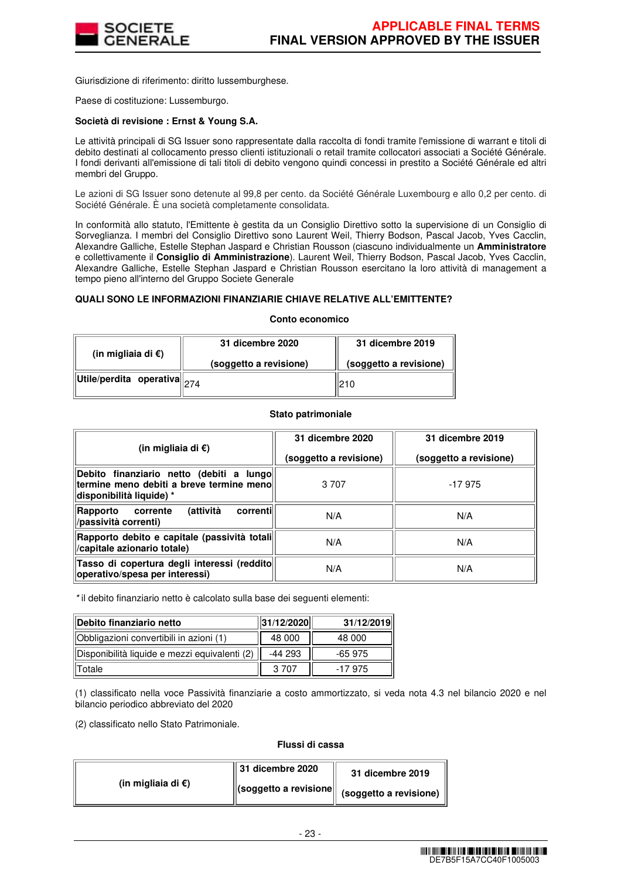Giurisdizione di riferimento: diritto lussemburghese.

Paese di costituzione: Lussemburgo.

**Società di revisione : Ernst & Young S.A.**

Le attività principali di SG Issuer sono rappresentate dalla raccolta di fondi tramite l'emissione di warrant e titoli di debito destinati al collocamento presso clienti istituzionali o retail tramite collocatori associati a Société Générale. I fondi derivanti all'emissione di tali titoli di debito vengono quindi concessi in prestito a Société Générale ed altri membri del Gruppo.

Le azioni di SG Issuer sono detenute al 99,8 per cento. da Société Générale Luxembourg e allo 0,2 per cento. di Société Générale. È una società completamente consolidata.

In conformità allo statuto, l'Emittente è gestita da un Consiglio Direttivo sotto la supervisione di un Consiglio di Sorveglianza. I membri del Consiglio Direttivo sono Laurent Weil, Thierry Bodson, Pascal Jacob, Yves Cacclin, Alexandre Galliche, Estelle Stephan Jaspard e Christian Rousson (ciascuno individualmente un **Amministratore** e collettivamente il **Consiglio di Amministrazione**). Laurent Weil, Thierry Bodson, Pascal Jacob, Yves Cacclin, Alexandre Galliche, Estelle Stephan Jaspard e Christian Rousson esercitano la loro attività di management a tempo pieno all'interno del Gruppo Societe Generale

**QUALI SONO LE INFORMAZIONI FINANZIARIE CHIAVE RELATIVE ALL'EMITTENTE?**

**Conto economico**

| (in migliaia di €) | 31 dicembre 2020 (soggetto a revisione) | 31 dicembre 2019 (soggetto a revisione) |
|---|---|---|
| Utile/perdita operativa | 274 | 210 |

**Stato patrimoniale**

| (in migliaia di €) | 31 dicembre 2020 (soggetto a revisione) | 31 dicembre 2019 (soggetto a revisione) |
|---|---|---|
| Debito finanziario netto (debiti a lungo termine meno debiti a breve termine meno disponibilità liquide) * | 3 707 | -17 975 |
| Rapporto corrente (attività correnti /passività correnti) | N/A | N/A |
| Rapporto debito e capitale (passività totali /capitale azionario totale) | N/A | N/A |
| Tasso di copertura degli interessi (reddito operativo/spesa per interessi) | N/A | N/A |

*il debito finanziario netto è calcolato sulla base dei seguenti elementi:

| Debito finanziario netto | 31/12/2020 | 31/12/2019 |
|---|---|---|
| Obbligazioni convertibili in azioni (1) | 48 000 | 48 000 |
| Disponibilità liquide e mezzi equivalenti (2) | -44 293 | -65 975 |
| Totale | 3 707 | -17 975 |

(1) classificato nella voce Passività finanziarie a costo ammortizzato, si veda nota 4.3 nel bilancio 2020 e nel bilancio periodico abbreviato del 2020

(2) classificato nello Stato Patrimoniale.

**Flussi di cassa**

| (in migliaia di €) | 31 dicembre 2020 (soggetto a revisione | 31 dicembre 2019 (soggetto a revisione) |
|---|---|---|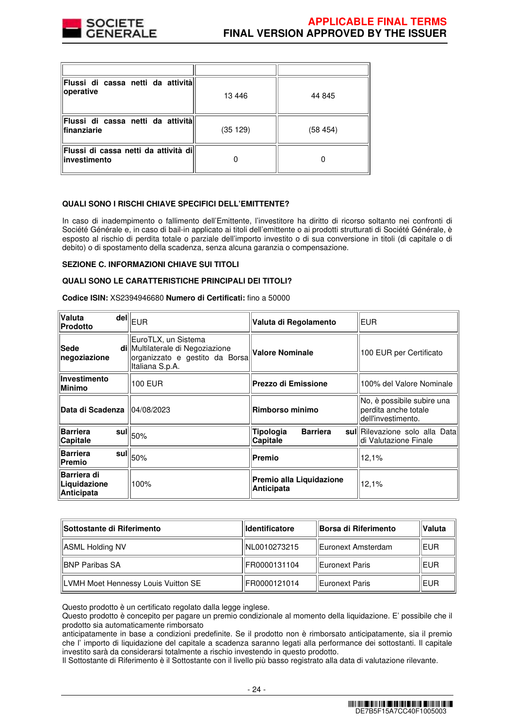| | | |
|---|---|---|
| **Flussi di cassa netti da attività operative** | 13 446 | 44 845 |
| **Flussi di cassa netti da attività finanziarie** | (35 129) | (58 454) |
| **Flussi di cassa netti da attività di investimento** | 0 | 0 |

**QUALI SONO I RISCHI CHIAVE SPECIFICI DELL'EMITTENTE?**

In caso di inadempimento o fallimento dell'Emittente, l'investitore ha diritto di ricorso soltanto nei confronti di Société Générale e, in caso di bail-in applicato ai titoli dell'emittente o ai prodotti strutturati di Société Générale, è esposto al rischio di perdita totale o parziale dell'importo investito o di sua conversione in titoli (di capitale o di debito) o di spostamento della scadenza, senza alcuna garanzia o compensazione.

**SEZIONE C. INFORMAZIONI CHIAVE SUI TITOLI**

**QUALI SONO LE CARATTERISTICHE PRINCIPALI DEI TITOLI?**

**Codice ISIN:** XS2394946680 **Numero di Certificati:** fino a 50000

| | | | |
|---|---|---|---|
| **Valuta del Prodotto** | EUR | **Valuta di Regolamento** | EUR |
| **Sede di negoziazione** | EuroTLX, un Sistema Multilaterale di Negoziazione organizzato e gestito da Borsa Italiana S.p.A. | **Valore Nominale** | 100 EUR per Certificato |
| **Investimento Minimo** | 100 EUR | **Prezzo di Emissione** | 100% del Valore Nominale |
| **Data di Scadenza** | 04/08/2023 | **Rimborso minimo** | No, è possibile subire una perdita anche totale dell'investimento. |
| **Barriera sul Capitale** | 50% | **Tipologia Barriera sul Capitale** | Rilevazione solo alla Data di Valutazione Finale |
| **Barriera sul Premio** | 50% | **Premio** | 12,1% |
| **Barriera di Liquidazione Anticipata** | 100% | **Premio alla Liquidazione Anticipata** | 12,1% |

| Sottostante di Riferimento | Identificatore | Borsa di Riferimento | Valuta |
|---|---|---|---|
| ASML Holding NV | NL0010273215 | Euronext Amsterdam | EUR |
| BNP Paribas SA | FR0000131104 | Euronext Paris | EUR |
| LVMH Moet Hennessy Louis Vuitton SE | FR0000121014 | Euronext Paris | EUR |

Questo prodotto è un certificato regolato dalla legge inglese.
Questo prodotto è concepito per pagare un premio condizionale al momento della liquidazione. E' possibile che il prodotto sia automaticamente rimborsato
anticipatamente in base a condizioni predefinite. Se il prodotto non è rimborsato anticipatamente, sia il premio che l' importo di liquidazione del capitale a scadenza saranno legati alla performance dei sottostanti. Il capitale investito sarà da considerarsi totalmente a rischio investendo in questo prodotto.
Il Sottostante di Riferimento è il Sottostante con il livello più basso registrato alla data di valutazione rilevante.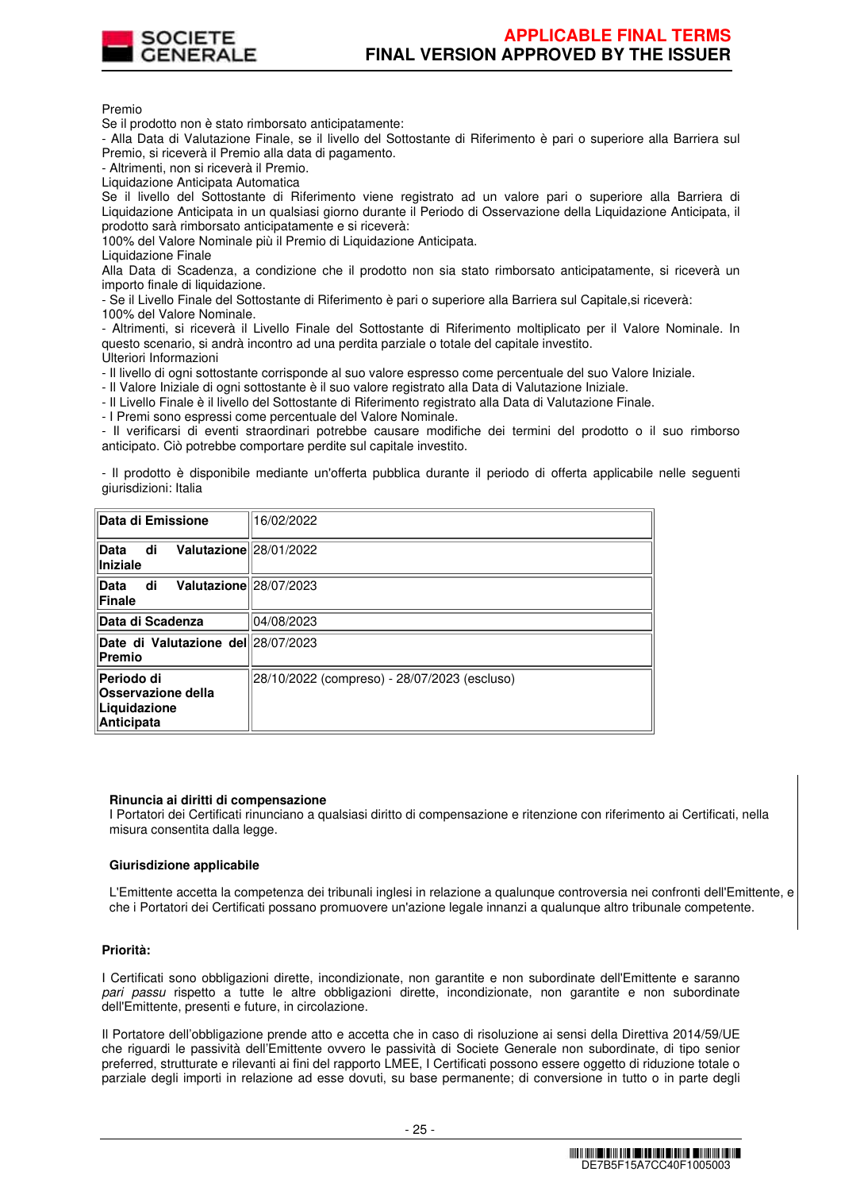Premio

Se il prodotto non è stato rimborsato anticipatamente:

- Alla Data di Valutazione Finale, se il livello del Sottostante di Riferimento è pari o superiore alla Barriera sul Premio, si riceverà il Premio alla data di pagamento.
- Altrimenti, non si riceverà il Premio.

Liquidazione Anticipata Automatica

Se il livello del Sottostante di Riferimento viene registrato ad un valore pari o superiore alla Barriera di Liquidazione Anticipata in un qualsiasi giorno durante il Periodo di Osservazione della Liquidazione Anticipata, il prodotto sarà rimborsato anticipatamente e si riceverà:

100% del Valore Nominale più il Premio di Liquidazione Anticipata.

Liquidazione Finale

Alla Data di Scadenza, a condizione che il prodotto non sia stato rimborsato anticipatamente, si riceverà un importo finale di liquidazione.

- Se il Livello Finale del Sottostante di Riferimento è pari o superiore alla Barriera sul Capitale,si riceverà:

100% del Valore Nominale.

- Altrimenti, si riceverà il Livello Finale del Sottostante di Riferimento moltiplicato per il Valore Nominale. In questo scenario, si andrà incontro ad una perdita parziale o totale del capitale investito.

Ulteriori Informazioni

- Il livello di ogni sottostante corrisponde al suo valore espresso come percentuale del suo Valore Iniziale.
- Il Valore Iniziale di ogni sottostante è il suo valore registrato alla Data di Valutazione Iniziale.
- Il Livello Finale è il livello del Sottostante di Riferimento registrato alla Data di Valutazione Finale.
- I Premi sono espressi come percentuale del Valore Nominale.
- Il verificarsi di eventi straordinari potrebbe causare modifiche dei termini del prodotto o il suo rimborso anticipato. Ciò potrebbe comportare perdite sul capitale investito.

- Il prodotto è disponibile mediante un'offerta pubblica durante il periodo di offerta applicabile nelle seguenti giurisdizioni: Italia

| | |
|---|---|
| **Data di Emissione** | 16/02/2022 |
| **Data di Valutazione Iniziale** | 28/01/2022 |
| **Data di Valutazione Finale** | 28/07/2023 |
| **Data di Scadenza** | 04/08/2023 |
| **Date di Valutazione del Premio** | 28/07/2023 |
| **Periodo di Osservazione della Liquidazione Anticipata** | 28/10/2022 (compreso) - 28/07/2023 (escluso) |

**Rinuncia ai diritti di compensazione**

I Portatori dei Certificati rinunciano a qualsiasi diritto di compensazione e ritenzione con riferimento ai Certificati, nella misura consentita dalla legge.

**Giurisdizione applicabile**

L'Emittente accetta la competenza dei tribunali inglesi in relazione a qualunque controversia nei confronti dell'Emittente, e che i Portatori dei Certificati possano promuovere un'azione legale innanzi a qualunque altro tribunale competente.

**Priorità:**

I Certificati sono obbligazioni dirette, incondizionate, non garantite e non subordinate dell'Emittente e saranno *pari passu* rispetto a tutte le altre obbligazioni dirette, incondizionate, non garantite e non subordinate dell'Emittente, presenti e future, in circolazione.

Il Portatore dell'obbligazione prende atto e accetta che in caso di risoluzione ai sensi della Direttiva 2014/59/UE che riguardi le passività dell'Emittente ovvero le passività di Societe Generale non subordinate, di tipo senior preferred, strutturate e rilevanti ai fini del rapporto LMEE, I Certificati possono essere oggetto di riduzione totale o parziale degli importi in relazione ad esse dovuti, su base permanente; di conversione in tutto o in parte degli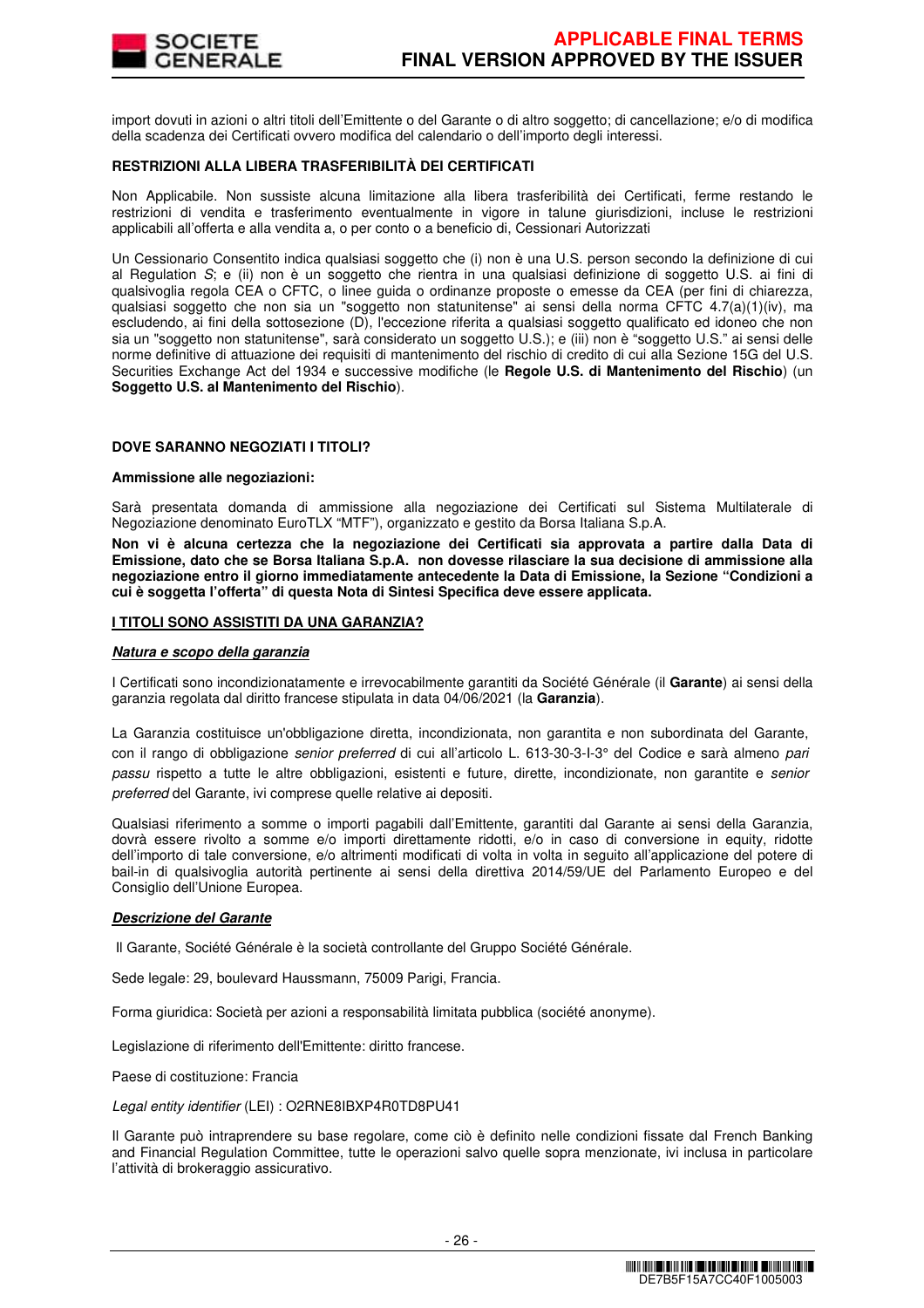import dovuti in azioni o altri titoli dell'Emittente o del Garante o di altro soggetto; di cancellazione; e/o di modifica della scadenza dei Certificati ovvero modifica del calendario o dell'importo degli interessi.

**RESTRIZIONI ALLA LIBERA TRASFERIBILITÀ DEI CERTIFICATI**

Non Applicabile. Non sussiste alcuna limitazione alla libera trasferibilità dei Certificati, ferme restando le restrizioni di vendita e trasferimento eventualmente in vigore in talune giurisdizioni, incluse le restrizioni applicabili all'offerta e alla vendita a, o per conto o a beneficio di, Cessionari Autorizzati

Un Cessionario Consentito indica qualsiasi soggetto che (i) non è una U.S. person secondo la definizione di cui al Regulation *S*; e (ii) non è un soggetto che rientra in una qualsiasi definizione di soggetto U.S. ai fini di qualsivoglia regola CEA o CFTC, o linee guida o ordinanze proposte o emesse da CEA (per fini di chiarezza, qualsiasi soggetto che non sia un "soggetto non statunitense" ai sensi della norma CFTC 4.7(a)(1)(iv), ma escludendo, ai fini della sottosezione (D), l'eccezione riferita a qualsiasi soggetto qualificato ed idoneo che non sia un "soggetto non statunitense", sarà considerato un soggetto U.S.); e (iii) non è "soggetto U.S." ai sensi delle norme definitive di attuazione dei requisiti di mantenimento del rischio di credito di cui alla Sezione 15G del U.S. Securities Exchange Act del 1934 e successive modifiche (le **Regole U.S. di Mantenimento del Rischio**) (un **Soggetto U.S. al Mantenimento del Rischio**).

**DOVE SARANNO NEGOZIATI I TITOLI?**

**Ammissione alle negoziazioni:**

Sarà presentata domanda di ammissione alla negoziazione dei Certificati sul Sistema Multilaterale di Negoziazione denominato EuroTLX "MTF"), organizzato e gestito da Borsa Italiana S.p.A.

**Non vi è alcuna certezza che la negoziazione dei Certificati sia approvata a partire dalla Data di Emissione, dato che se Borsa Italiana S.p.A. non dovesse rilasciare la sua decisione di ammissione alla negoziazione entro il giorno immediatamente antecedente la Data di Emissione, la Sezione "Condizioni a cui è soggetta l'offerta" di questa Nota di Sintesi Specifica deve essere applicata.**

**I TITOLI SONO ASSISTITI DA UNA GARANZIA?**

***Natura e scopo della garanzia***

I Certificati sono incondizionatamente e irrevocabilmente garantiti da Société Générale (il **Garante**) ai sensi della garanzia regolata dal diritto francese stipulata in data 04/06/2021 (la **Garanzia**).

La Garanzia costituisce un'obbligazione diretta, incondizionata, non garantita e non subordinata del Garante, con il rango di obbligazione *senior preferred* di cui all'articolo L. 613-30-3-I-3° del Codice e sarà almeno *pari passu* rispetto a tutte le altre obbligazioni, esistenti e future, dirette, incondizionate, non garantite e *senior preferred* del Garante, ivi comprese quelle relative ai depositi.

Qualsiasi riferimento a somme o importi pagabili dall'Emittente, garantiti dal Garante ai sensi della Garanzia, dovrà essere rivolto a somme e/o importi direttamente ridotti, e/o in caso di conversione in equity, ridotte dell'importo di tale conversione, e/o altrimenti modificati di volta in volta in seguito all'applicazione del potere di bail-in di qualsivoglia autorità pertinente ai sensi della direttiva 2014/59/UE del Parlamento Europeo e del Consiglio dell'Unione Europea.

***Descrizione del Garante***

Il Garante, Société Générale è la società controllante del Gruppo Société Générale.

Sede legale: 29, boulevard Haussmann, 75009 Parigi, Francia.

Forma giuridica: Società per azioni a responsabilità limitata pubblica (société anonyme).

Legislazione di riferimento dell'Emittente: diritto francese.

Paese di costituzione: Francia

*Legal entity identifier* (LEI) : O2RNE8IBXP4R0TD8PU41

Il Garante può intraprendere su base regolare, come ciò è definito nelle condizioni fissate dal French Banking and Financial Regulation Committee, tutte le operazioni salvo quelle sopra menzionate, ivi inclusa in particolare l'attività di brokeraggio assicurativo.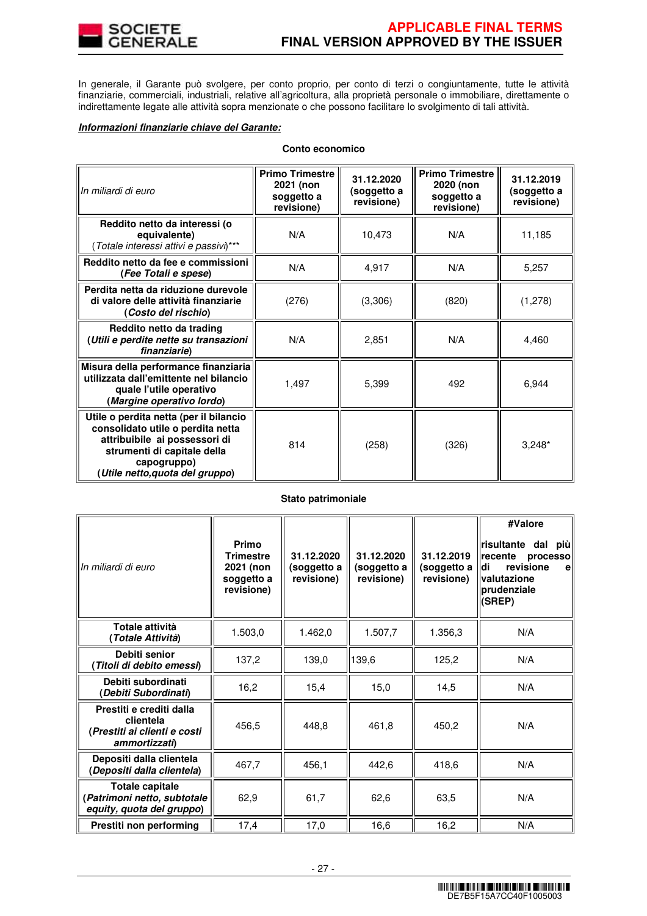In generale, il Garante può svolgere, per conto proprio, per conto di terzi o congiuntamente, tutte le attività finanziarie, commerciali, industriali, relative all'agricoltura, alla proprietà personale o immobiliare, direttamente o indirettamente legate alle attività sopra menzionate o che possono facilitare lo svolgimento di tali attività.

***Informazioni finanziarie chiave del Garante:***

**Conto economico**

| *In miliardi di euro* | Primo Trimestre 2021 (non soggetto a revisione) | 31.12.2020 (soggetto a revisione) | Primo Trimestre 2020 (non soggetto a revisione) | 31.12.2019 (soggetto a revisione) |
|---|---|---|---|---|
| **Reddito netto da interessi (o equivalente)** (*Totale interessi attivi e passivi*)*** | N/A | 10,473 | N/A | 11,185 |
| **Reddito netto da fee e commissioni (*Fee Totali e spese*)** | N/A | 4,917 | N/A | 5,257 |
| **Perdita netta da riduzione durevole di valore delle attività finanziarie (*Costo del rischio*)** | (276) | (3,306) | (820) | (1,278) |
| **Reddito netto da trading (*Utili e perdite nette su transazioni finanziarie*)** | N/A | 2,851 | N/A | 4,460 |
| **Misura della performance finanziaria utilizzata dall'emittente nel bilancio quale l'utile operativo (*Margine operativo lordo*)** | 1,497 | 5,399 | 492 | 6,944 |
| **Utile o perdita netta (per il bilancio consolidato utile o perdita netta attribuibile ai possessori di strumenti di capitale della capogruppo) (*Utile netto,quota del gruppo*)** | 814 | (258) | (326) | 3,248* |

**Stato patrimoniale**

| *In miliardi di euro* | Primo Trimestre 2021 (non soggetto a revisione) | 31.12.2020 (soggetto a revisione) | 31.12.2020 (soggetto a revisione) | 31.12.2019 (soggetto a revisione) | #Valore risultante dal più recente processo di revisione e valutazione prudenziale (SREP) |
|---|---|---|---|---|---|
| **Totale attività (*Totale Attività*)** | 1.503,0 | 1.462,0 | 1.507,7 | 1.356,3 | N/A |
| **Debiti senior (*Titoli di debito emessi*)** | 137,2 | 139,0 | 139,6 | 125,2 | N/A |
| **Debiti subordinati (*Debiti Subordinati*)** | 16,2 | 15,4 | 15,0 | 14,5 | N/A |
| **Prestiti e crediti dalla clientela (*Prestiti ai clienti e costi ammortizzati*)** | 456,5 | 448,8 | 461,8 | 450,2 | N/A |
| **Depositi dalla clientela (*Depositi dalla clientela*)** | 467,7 | 456,1 | 442,6 | 418,6 | N/A |
| **Totale capitale (*Patrimoni netto, subtotale equity, quota del gruppo*)** | 62,9 | 61,7 | 62,6 | 63,5 | N/A |
| **Prestiti non performing** | 17,4 | 17,0 | 16,6 | 16,2 | N/A |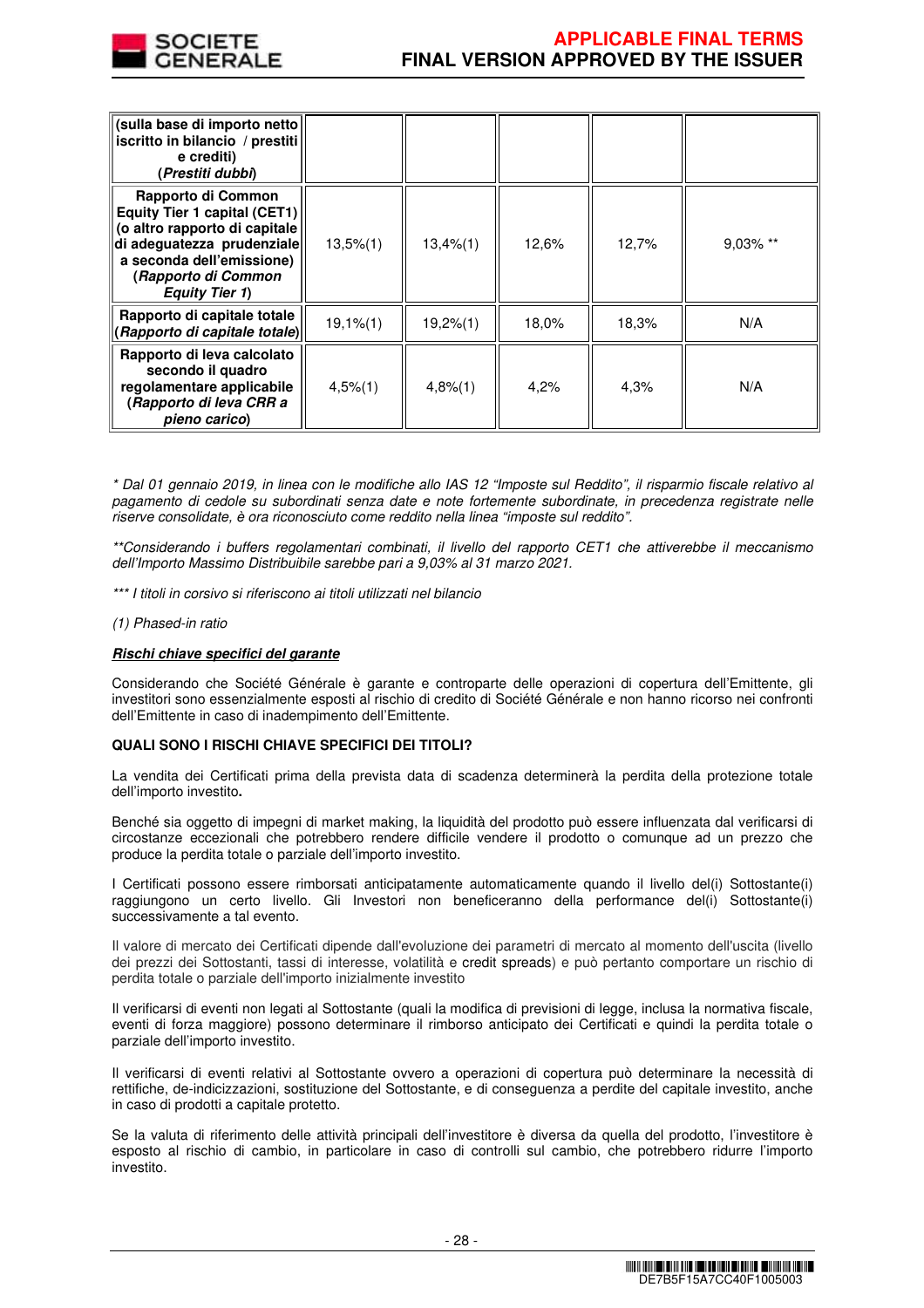| | | | | | |
|---|---|---|---|---|---|
| **(sulla base di importo netto iscritto in bilancio / prestiti e crediti)** **(*Prestiti dubbi*)** | | | | | |
| **Rapporto di Common Equity Tier 1 capital (CET1) (o altro rapporto di capitale di adeguatezza prudenziale a seconda dell'emissione)** **(*Rapporto di Common Equity Tier 1*)** | 13,5%(1) | 13,4%(1) | 12,6% | 12,7% | 9,03% ** |
| **Rapporto di capitale totale (*Rapporto di capitale totale*)** | 19,1%(1) | 19,2%(1) | 18,0% | 18,3% | N/A |
| **Rapporto di leva calcolato secondo il quadro regolamentare applicabile (*Rapporto di leva CRR a pieno carico*)** | 4,5%(1) | 4,8%(1) | 4,2% | 4,3% | N/A |

*\* Dal 01 gennaio 2019, in linea con le modifiche allo IAS 12 "Imposte sul Reddito", il risparmio fiscale relativo al pagamento di cedole su subordinati senza date e note fortemente subordinate, in precedenza registrate nelle riserve consolidate, è ora riconosciuto come reddito nella linea "imposte sul reddito".*

*\*\*Considerando i buffers regolamentari combinati, il livello del rapporto CET1 che attiverebbe il meccanismo dell'Importo Massimo Distribuibile sarebbe pari a 9,03% al 31 marzo 2021.*

*\*\*\* I titoli in corsivo si riferiscono ai titoli utilizzati nel bilancio*

*(1) Phased-in ratio*

***Rischi chiave specifici del garante***

Considerando che Société Générale è garante e controparte delle operazioni di copertura dell'Emittente, gli investitori sono essenzialmente esposti al rischio di credito di Société Générale e non hanno ricorso nei confronti dell'Emittente in caso di inadempimento dell'Emittente.

**QUALI SONO I RISCHI CHIAVE SPECIFICI DEI TITOLI?**

La vendita dei Certificati prima della prevista data di scadenza determinerà la perdita della protezione totale dell'importo investito**.**

Benché sia oggetto di impegni di market making, la liquidità del prodotto può essere influenzata dal verificarsi di circostanze eccezionali che potrebbero rendere difficile vendere il prodotto o comunque ad un prezzo che produce la perdita totale o parziale dell'importo investito.

I Certificati possono essere rimborsati anticipatamente automaticamente quando il livello del(i) Sottostante(i) raggiungono un certo livello. Gli Investori non beneficeranno della performance del(i) Sottostante(i) successivamente a tal evento.

Il valore di mercato dei Certificati dipende dall'evoluzione dei parametri di mercato al momento dell'uscita (livello dei prezzi dei Sottostanti, tassi di interesse, volatilità e credit spreads) e può pertanto comportare un rischio di perdita totale o parziale dell'importo inizialmente investito

Il verificarsi di eventi non legati al Sottostante (quali la modifica di previsioni di legge, inclusa la normativa fiscale, eventi di forza maggiore) possono determinare il rimborso anticipato dei Certificati e quindi la perdita totale o parziale dell'importo investito.

Il verificarsi di eventi relativi al Sottostante ovvero a operazioni di copertura può determinare la necessità di rettifiche, de-indicizzazioni, sostituzione del Sottostante, e di conseguenza a perdite del capitale investito, anche in caso di prodotti a capitale protetto.

Se la valuta di riferimento delle attività principali dell'investitore è diversa da quella del prodotto, l'investitore è esposto al rischio di cambio, in particolare in caso di controlli sul cambio, che potrebbero ridurre l'importo investito.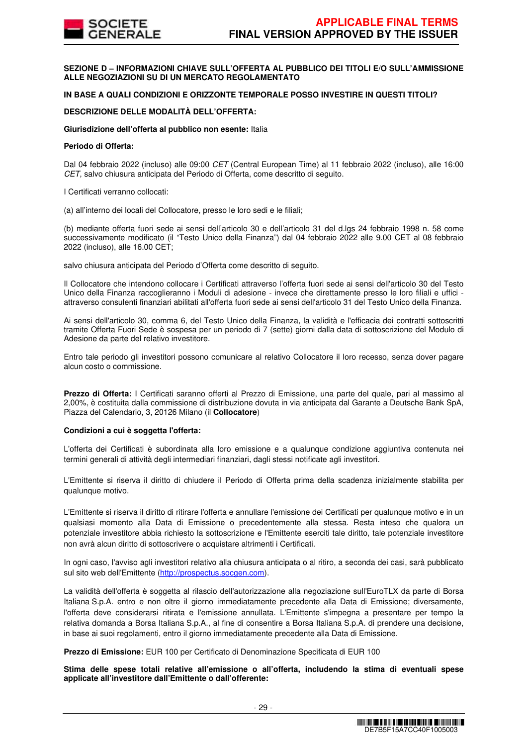**SEZIONE D – INFORMAZIONI CHIAVE SULL'OFFERTA AL PUBBLICO DEI TITOLI E/O SULL'AMMISSIONE ALLE NEGOZIAZIONI SU DI UN MERCATO REGOLAMENTATO**

**IN BASE A QUALI CONDIZIONI E ORIZZONTE TEMPORALE POSSO INVESTIRE IN QUESTI TITOLI?**

**DESCRIZIONE DELLE MODALITÀ DELL'OFFERTA:**

**Giurisdizione dell'offerta al pubblico non esente:** Italia

**Periodo di Offerta:**

Dal 04 febbraio 2022 (incluso) alle 09:00 *CET* (Central European Time) al 11 febbraio 2022 (incluso), alle 16:00 *CET*, salvo chiusura anticipata del Periodo di Offerta, come descritto di seguito.

I Certificati verranno collocati:

(a) all'interno dei locali del Collocatore, presso le loro sedi e le filiali;

(b) mediante offerta fuori sede ai sensi dell'articolo 30 e dell'articolo 31 del d.lgs 24 febbraio 1998 n. 58 come successivamente modificato (il "Testo Unico della Finanza") dal 04 febbraio 2022 alle 9.00 CET al 08 febbraio 2022 (incluso), alle 16.00 CET;

salvo chiusura anticipata del Periodo d'Offerta come descritto di seguito.

Il Collocatore che intendono collocare i Certificati attraverso l'offerta fuori sede ai sensi dell'articolo 30 del Testo Unico della Finanza raccoglieranno i Moduli di adesione - invece che direttamente presso le loro filiali e uffici - attraverso consulenti finanziari abilitati all'offerta fuori sede ai sensi dell'articolo 31 del Testo Unico della Finanza.

Ai sensi dell'articolo 30, comma 6, del Testo Unico della Finanza, la validità e l'efficacia dei contratti sottoscritti tramite Offerta Fuori Sede è sospesa per un periodo di 7 (sette) giorni dalla data di sottoscrizione del Modulo di Adesione da parte del relativo investitore.

Entro tale periodo gli investitori possono comunicare al relativo Collocatore il loro recesso, senza dover pagare alcun costo o commissione.

**Prezzo di Offerta:** I Certificati saranno offerti al Prezzo di Emissione, una parte del quale, pari al massimo al 2,00%, è costituita dalla commissione di distribuzione dovuta in via anticipata dal Garante a Deutsche Bank SpA, Piazza del Calendario, 3, 20126 Milano (il **Collocatore**)

**Condizioni a cui è soggetta l'offerta:**

L'offerta dei Certificati è subordinata alla loro emissione e a qualunque condizione aggiuntiva contenuta nei termini generali di attività degli intermediari finanziari, dagli stessi notificate agli investitori.

L'Emittente si riserva il diritto di chiudere il Periodo di Offerta prima della scadenza inizialmente stabilita per qualunque motivo.

L'Emittente si riserva il diritto di ritirare l'offerta e annullare l'emissione dei Certificati per qualunque motivo e in un qualsiasi momento alla Data di Emissione o precedentemente alla stessa. Resta inteso che qualora un potenziale investitore abbia richiesto la sottoscrizione e l'Emittente eserciti tale diritto, tale potenziale investitore non avrà alcun diritto di sottoscrivere o acquistare altrimenti i Certificati.

In ogni caso, l'avviso agli investitori relativo alla chiusura anticipata o al ritiro, a seconda dei casi, sarà pubblicato sul sito web dell'Emittente (http://prospectus.socgen.com).

La validità dell'offerta è soggetta al rilascio dell'autorizzazione alla negoziazione sull'EuroTLX da parte di Borsa Italiana S.p.A. entro e non oltre il giorno immediatamente precedente alla Data di Emissione; diversamente, l'offerta deve considerarsi ritirata e l'emissione annullata. L'Emittente s'impegna a presentare per tempo la relativa domanda a Borsa Italiana S.p.A., al fine di consentire a Borsa Italiana S.p.A. di prendere una decisione, in base ai suoi regolamenti, entro il giorno immediatamente precedente alla Data di Emissione.

**Prezzo di Emissione:** EUR 100 per Certificato di Denominazione Specificata di EUR 100

**Stima delle spese totali relative all'emissione o all'offerta, includendo la stima di eventuali spese applicate all'investitore dall'Emittente o dall'offerente:**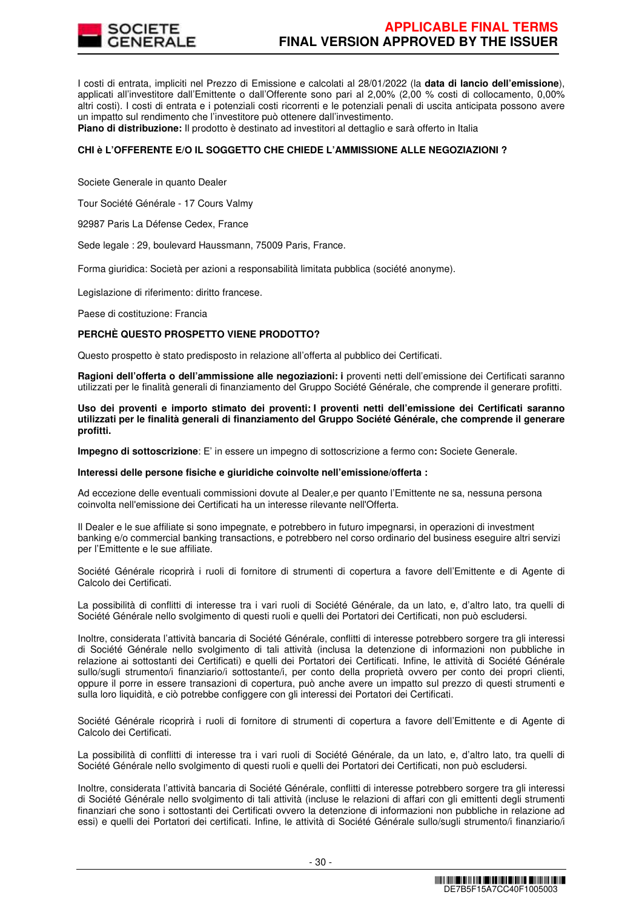I costi di entrata, impliciti nel Prezzo di Emissione e calcolati al 28/01/2022 (la **data di lancio dell'emissione**), applicati all'investitore dall'Emittente o dall'Offerente sono pari al 2,00% (2,00 % costi di collocamento, 0,00% altri costi). I costi di entrata e i potenziali costi ricorrenti e le potenziali penali di uscita anticipata possono avere un impatto sul rendimento che l'investitore può ottenere dall'investimento.

**Piano di distribuzione:** Il prodotto è destinato ad investitori al dettaglio e sarà offerto in Italia

**CHI è L'OFFERENTE E/O IL SOGGETTO CHE CHIEDE L'AMMISSIONE ALLE NEGOZIAZIONI ?**

Societe Generale in quanto Dealer

Tour Société Générale - 17 Cours Valmy

92987 Paris La Défense Cedex, France

Sede legale : 29, boulevard Haussmann, 75009 Paris, France.

Forma giuridica: Società per azioni a responsabilità limitata pubblica (société anonyme).

Legislazione di riferimento: diritto francese.

Paese di costituzione: Francia

**PERCHÈ QUESTO PROSPETTO VIENE PRODOTTO?**

Questo prospetto è stato predisposto in relazione all'offerta al pubblico dei Certificati.

**Ragioni dell'offerta o dell'ammissione alle negoziazioni: i** proventi netti dell'emissione dei Certificati saranno utilizzati per le finalità generali di finanziamento del Gruppo Société Générale, che comprende il generare profitti.

**Uso dei proventi e importo stimato dei proventi: I proventi netti dell'emissione dei Certificati saranno utilizzati per le finalità generali di finanziamento del Gruppo Société Générale, che comprende il generare profitti.**

**Impegno di sottoscrizione**: E' in essere un impegno di sottoscrizione a fermo con**:** Societe Generale.

**Interessi delle persone fisiche e giuridiche coinvolte nell'emissione/offerta :**

Ad eccezione delle eventuali commissioni dovute al Dealer,e per quanto l'Emittente ne sa, nessuna persona coinvolta nell'emissione dei Certificati ha un interesse rilevante nell'Offerta.

Il Dealer e le sue affiliate si sono impegnate, e potrebbero in futuro impegnarsi, in operazioni di investment banking e/o commercial banking transactions, e potrebbero nel corso ordinario del business eseguire altri servizi per l'Emittente e le sue affiliate.

Société Générale ricoprirà i ruoli di fornitore di strumenti di copertura a favore dell'Emittente e di Agente di Calcolo dei Certificati.

La possibilità di conflitti di interesse tra i vari ruoli di Société Générale, da un lato, e, d'altro lato, tra quelli di Société Générale nello svolgimento di questi ruoli e quelli dei Portatori dei Certificati, non può escludersi.

Inoltre, considerata l'attività bancaria di Société Générale, conflitti di interesse potrebbero sorgere tra gli interessi di Société Générale nello svolgimento di tali attività (inclusa la detenzione di informazioni non pubbliche in relazione ai sottostanti dei Certificati) e quelli dei Portatori dei Certificati. Infine, le attività di Société Générale sullo/sugli strumento/i finanziario/i sottostante/i, per conto della proprietà ovvero per conto dei propri clienti, oppure il porre in essere transazioni di copertura, può anche avere un impatto sul prezzo di questi strumenti e sulla loro liquidità, e ciò potrebbe configgere con gli interessi dei Portatori dei Certificati.

Société Générale ricoprirà i ruoli di fornitore di strumenti di copertura a favore dell'Emittente e di Agente di Calcolo dei Certificati.

La possibilità di conflitti di interesse tra i vari ruoli di Société Générale, da un lato, e, d'altro lato, tra quelli di Société Générale nello svolgimento di questi ruoli e quelli dei Portatori dei Certificati, non può escludersi.

Inoltre, considerata l'attività bancaria di Société Générale, conflitti di interesse potrebbero sorgere tra gli interessi di Société Générale nello svolgimento di tali attività (incluse le relazioni di affari con gli emittenti degli strumenti finanziari che sono i sottostanti dei Certificati ovvero la detenzione di informazioni non pubbliche in relazione ad essi) e quelli dei Portatori dei certificati. Infine, le attività di Société Générale sullo/sugli strumento/i finanziario/i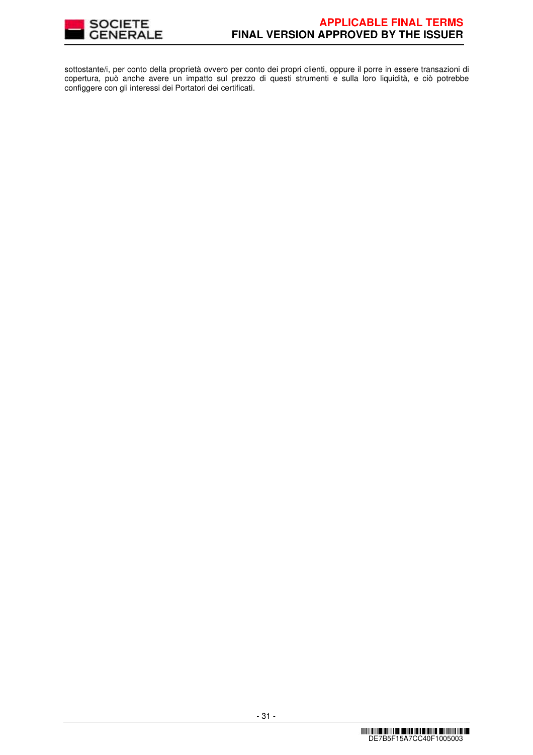sottostante/i, per conto della proprietà ovvero per conto dei propri clienti, oppure il porre in essere transazioni di copertura, può anche avere un impatto sul prezzo di questi strumenti e sulla loro liquidità, e ciò potrebbe configgere con gli interessi dei Portatori dei certificati.